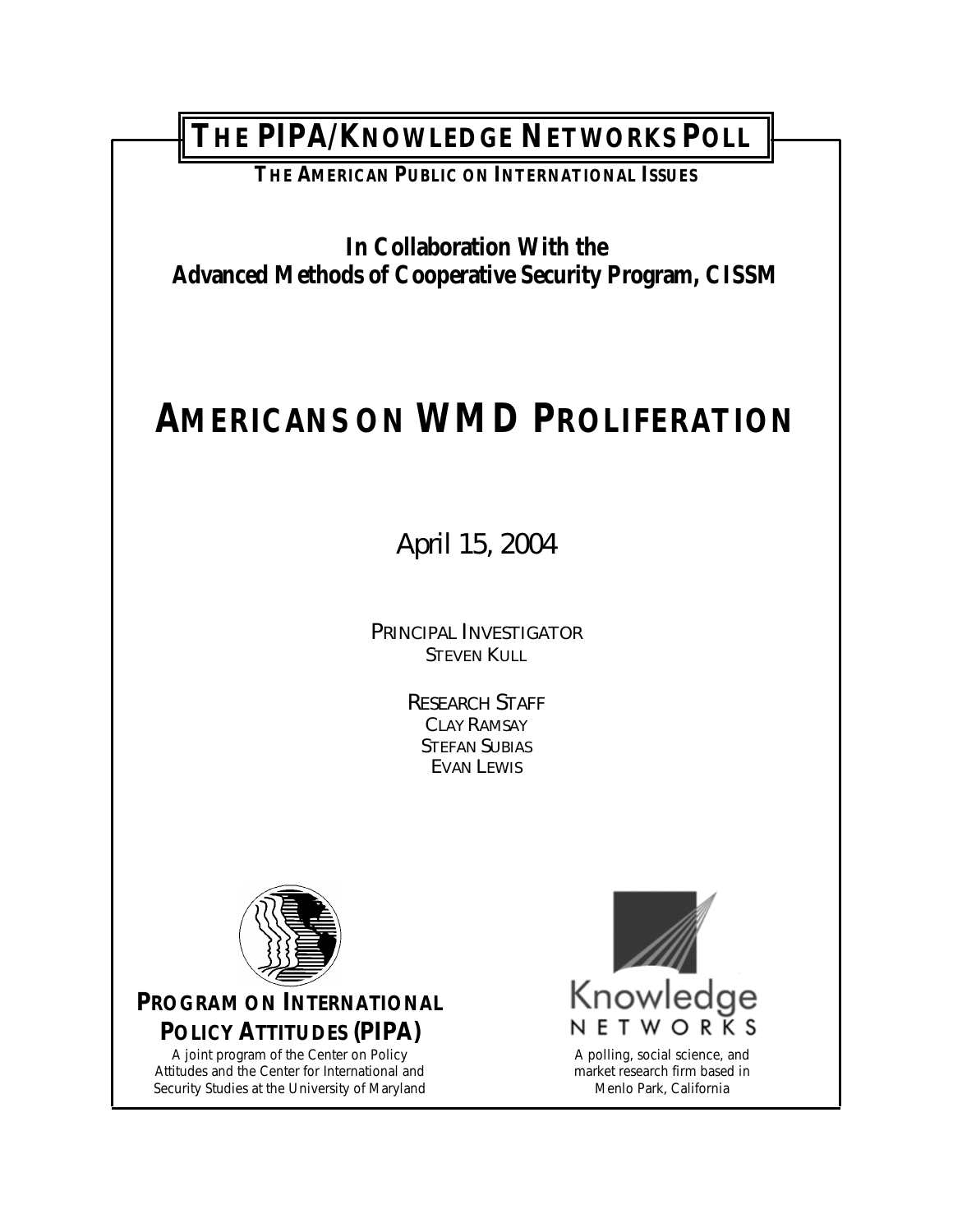# THE PIPA/KNOWLEDGE NETWORKS POLL

**THE AMERICAN PUBLIC ON INTERNATIONAL ISSUES**

**In Collaboration With the**
**Advanced Methods of Cooperative Security Program, CISSM**

# AMERICANS ON WMD PROLIFERATION

April 15, 2004

PRINCIPAL INVESTIGATOR
STEVEN KULL

RESEARCH STAFF
CLAY RAMSAY
STEFAN SUBIAS
EVAN LEWIS

**PROGRAM ON INTERNATIONAL POLICY ATTITUDES (PIPA)**

A joint program of the Center on Policy Attitudes and the Center for International and Security Studies at the University of Maryland

Knowledge Networks

A polling, social science, and market research firm based in Menlo Park, California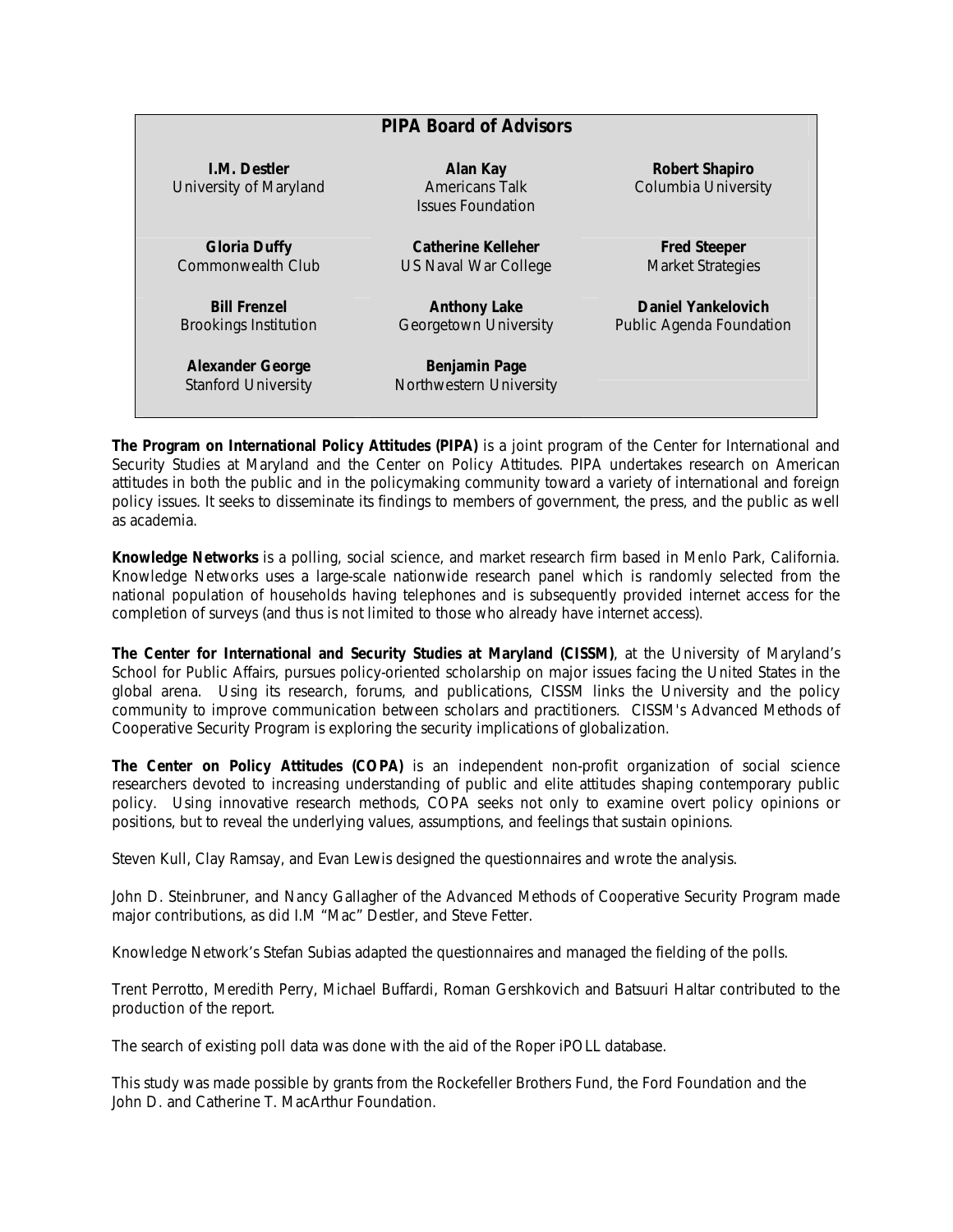## PIPA Board of Advisors

| | | |
|---|---|---|
| **I.M. Destler**<br>University of Maryland | **Alan Kay**<br>Americans Talk Issues Foundation | **Robert Shapiro**<br>Columbia University |
| **Gloria Duffy**<br>Commonwealth Club | **Catherine Kelleher**<br>US Naval War College | **Fred Steeper**<br>Market Strategies |
| **Bill Frenzel**<br>Brookings Institution | **Anthony Lake**<br>Georgetown University | **Daniel Yankelovich**<br>Public Agenda Foundation |
| **Alexander George**<br>Stanford University | **Benjamin Page**<br>Northwestern University | |

**The Program on International Policy Attitudes (PIPA)** is a joint program of the Center for International and Security Studies at Maryland and the Center on Policy Attitudes. PIPA undertakes research on American attitudes in both the public and in the policymaking community toward a variety of international and foreign policy issues. It seeks to disseminate its findings to members of government, the press, and the public as well as academia.

**Knowledge Networks** is a polling, social science, and market research firm based in Menlo Park, California. Knowledge Networks uses a large-scale nationwide research panel which is randomly selected from the national population of households having telephones and is subsequently provided internet access for the completion of surveys (and thus is not limited to those who already have internet access).

**The Center for International and Security Studies at Maryland (CISSM)**, at the University of Maryland's School for Public Affairs, pursues policy-oriented scholarship on major issues facing the United States in the global arena. Using its research, forums, and publications, CISSM links the University and the policy community to improve communication between scholars and practitioners. CISSM's Advanced Methods of Cooperative Security Program is exploring the security implications of globalization.

**The Center on Policy Attitudes (COPA)** is an independent non-profit organization of social science researchers devoted to increasing understanding of public and elite attitudes shaping contemporary public policy. Using innovative research methods, COPA seeks not only to examine overt policy opinions or positions, but to reveal the underlying values, assumptions, and feelings that sustain opinions.

Steven Kull, Clay Ramsay, and Evan Lewis designed the questionnaires and wrote the analysis.

John D. Steinbruner, and Nancy Gallagher of the Advanced Methods of Cooperative Security Program made major contributions, as did I.M "Mac" Destler, and Steve Fetter.

Knowledge Network's Stefan Subias adapted the questionnaires and managed the fielding of the polls.

Trent Perrotto, Meredith Perry, Michael Buffardi, Roman Gershkovich and Batsuuri Haltar contributed to the production of the report.

The search of existing poll data was done with the aid of the Roper iPOLL database.

This study was made possible by grants from the Rockefeller Brothers Fund, the Ford Foundation and the John D. and Catherine T. MacArthur Foundation.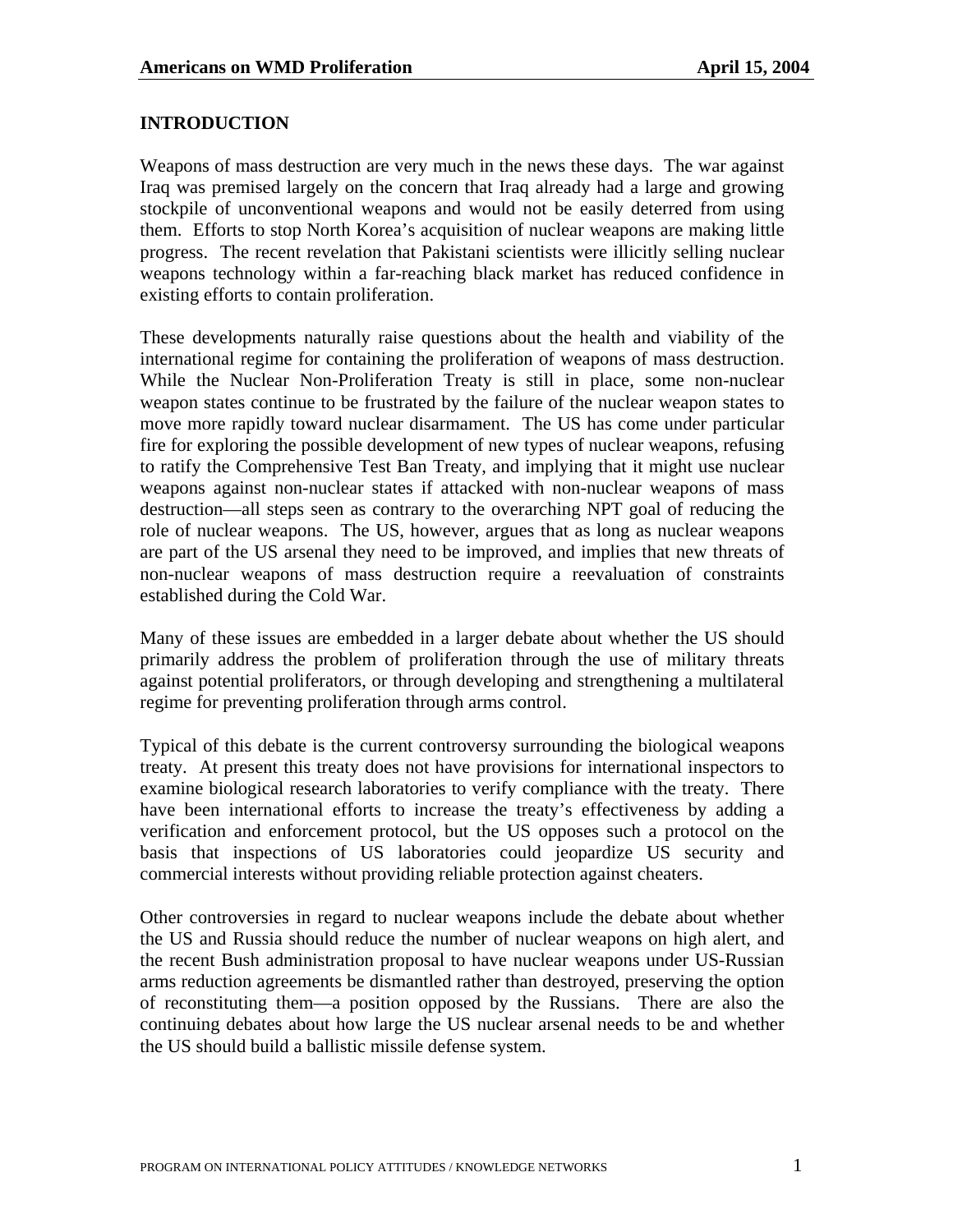## INTRODUCTION

Weapons of mass destruction are very much in the news these days. The war against Iraq was premised largely on the concern that Iraq already had a large and growing stockpile of unconventional weapons and would not be easily deterred from using them. Efforts to stop North Korea's acquisition of nuclear weapons are making little progress. The recent revelation that Pakistani scientists were illicitly selling nuclear weapons technology within a far-reaching black market has reduced confidence in existing efforts to contain proliferation.

These developments naturally raise questions about the health and viability of the international regime for containing the proliferation of weapons of mass destruction. While the Nuclear Non-Proliferation Treaty is still in place, some non-nuclear weapon states continue to be frustrated by the failure of the nuclear weapon states to move more rapidly toward nuclear disarmament. The US has come under particular fire for exploring the possible development of new types of nuclear weapons, refusing to ratify the Comprehensive Test Ban Treaty, and implying that it might use nuclear weapons against non-nuclear states if attacked with non-nuclear weapons of mass destruction—all steps seen as contrary to the overarching NPT goal of reducing the role of nuclear weapons. The US, however, argues that as long as nuclear weapons are part of the US arsenal they need to be improved, and implies that new threats of non-nuclear weapons of mass destruction require a reevaluation of constraints established during the Cold War.

Many of these issues are embedded in a larger debate about whether the US should primarily address the problem of proliferation through the use of military threats against potential proliferators, or through developing and strengthening a multilateral regime for preventing proliferation through arms control.

Typical of this debate is the current controversy surrounding the biological weapons treaty. At present this treaty does not have provisions for international inspectors to examine biological research laboratories to verify compliance with the treaty. There have been international efforts to increase the treaty's effectiveness by adding a verification and enforcement protocol, but the US opposes such a protocol on the basis that inspections of US laboratories could jeopardize US security and commercial interests without providing reliable protection against cheaters.

Other controversies in regard to nuclear weapons include the debate about whether the US and Russia should reduce the number of nuclear weapons on high alert, and the recent Bush administration proposal to have nuclear weapons under US-Russian arms reduction agreements be dismantled rather than destroyed, preserving the option of reconstituting them—a position opposed by the Russians. There are also the continuing debates about how large the US nuclear arsenal needs to be and whether the US should build a ballistic missile defense system.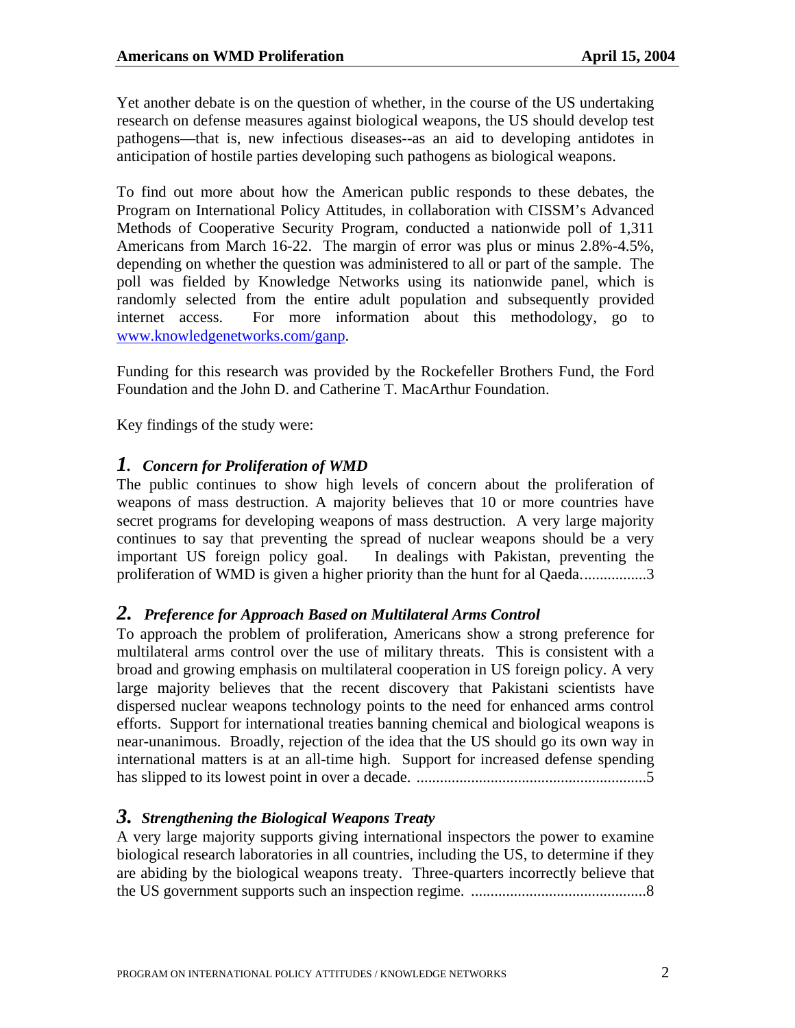Yet another debate is on the question of whether, in the course of the US undertaking research on defense measures against biological weapons, the US should develop test pathogens—that is, new infectious diseases--as an aid to developing antidotes in anticipation of hostile parties developing such pathogens as biological weapons.

To find out more about how the American public responds to these debates, the Program on International Policy Attitudes, in collaboration with CISSM's Advanced Methods of Cooperative Security Program, conducted a nationwide poll of 1,311 Americans from March 16-22. The margin of error was plus or minus 2.8%-4.5%, depending on whether the question was administered to all or part of the sample. The poll was fielded by Knowledge Networks using its nationwide panel, which is randomly selected from the entire adult population and subsequently provided internet access. For more information about this methodology, go to www.knowledgenetworks.com/ganp.

Funding for this research was provided by the Rockefeller Brothers Fund, the Ford Foundation and the John D. and Catherine T. MacArthur Foundation.

Key findings of the study were:

### *1. Concern for Proliferation of WMD*

The public continues to show high levels of concern about the proliferation of weapons of mass destruction. A majority believes that 10 or more countries have secret programs for developing weapons of mass destruction. A very large majority continues to say that preventing the spread of nuclear weapons should be a very important US foreign policy goal. In dealings with Pakistan, preventing the proliferation of WMD is given a higher priority than the hunt for al Qaeda.................3

### *2. Preference for Approach Based on Multilateral Arms Control*

To approach the problem of proliferation, Americans show a strong preference for multilateral arms control over the use of military threats. This is consistent with a broad and growing emphasis on multilateral cooperation in US foreign policy. A very large majority believes that the recent discovery that Pakistani scientists have dispersed nuclear weapons technology points to the need for enhanced arms control efforts. Support for international treaties banning chemical and biological weapons is near-unanimous. Broadly, rejection of the idea that the US should go its own way in international matters is at an all-time high. Support for increased defense spending has slipped to its lowest point in over a decade. ..........................................................5

### *3. Strengthening the Biological Weapons Treaty*

A very large majority supports giving international inspectors the power to examine biological research laboratories in all countries, including the US, to determine if they are abiding by the biological weapons treaty. Three-quarters incorrectly believe that the US government supports such an inspection regime. ............................................8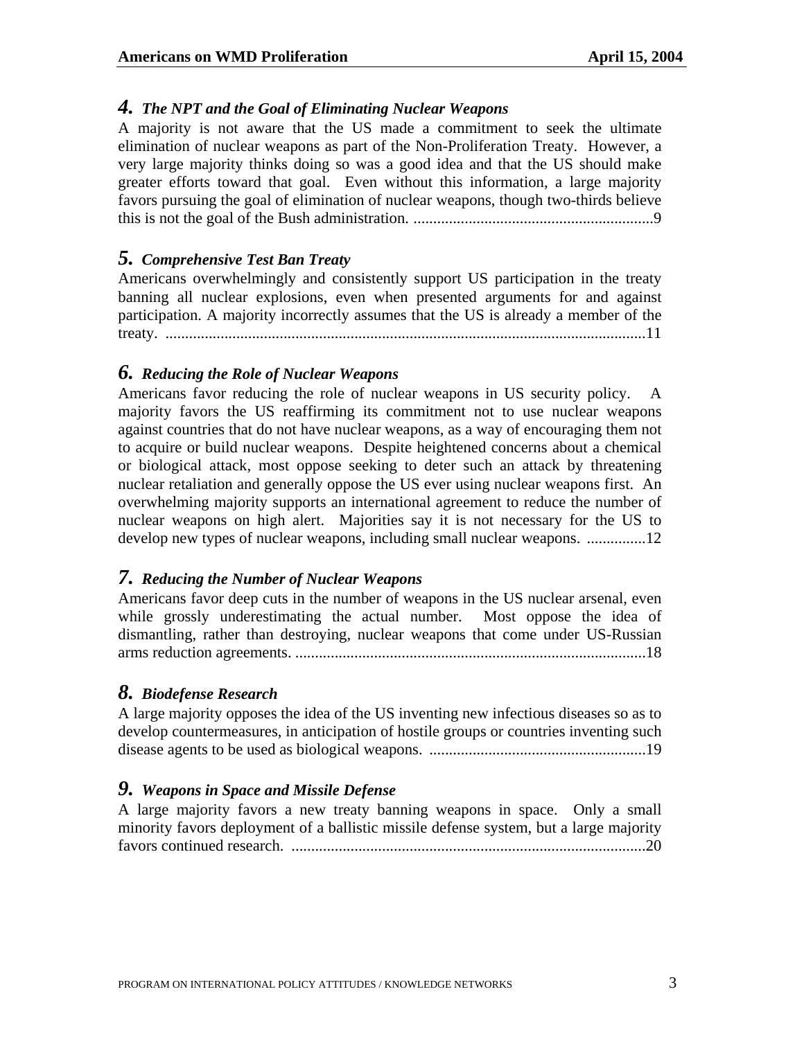### *4. The NPT and the Goal of Eliminating Nuclear Weapons*

A majority is not aware that the US made a commitment to seek the ultimate elimination of nuclear weapons as part of the Non-Proliferation Treaty. However, a very large majority thinks doing so was a good idea and that the US should make greater efforts toward that goal. Even without this information, a large majority favors pursuing the goal of elimination of nuclear weapons, though two-thirds believe this is not the goal of the Bush administration. ............................................................9

### *5. Comprehensive Test Ban Treaty*

Americans overwhelmingly and consistently support US participation in the treaty banning all nuclear explosions, even when presented arguments for and against participation. A majority incorrectly assumes that the US is already a member of the treaty. ..........................................................................................................................11

### *6. Reducing the Role of Nuclear Weapons*

Americans favor reducing the role of nuclear weapons in US security policy. A majority favors the US reaffirming its commitment not to use nuclear weapons against countries that do not have nuclear weapons, as a way of encouraging them not to acquire or build nuclear weapons. Despite heightened concerns about a chemical or biological attack, most oppose seeking to deter such an attack by threatening nuclear retaliation and generally oppose the US ever using nuclear weapons first. An overwhelming majority supports an international agreement to reduce the number of nuclear weapons on high alert. Majorities say it is not necessary for the US to develop new types of nuclear weapons, including small nuclear weapons. ...............12

### *7. Reducing the Number of Nuclear Weapons*

Americans favor deep cuts in the number of weapons in the US nuclear arsenal, even while grossly underestimating the actual number. Most oppose the idea of dismantling, rather than destroying, nuclear weapons that come under US-Russian arms reduction agreements. .........................................................................................18

### *8. Biodefense Research*

A large majority opposes the idea of the US inventing new infectious diseases so as to develop countermeasures, in anticipation of hostile groups or countries inventing such disease agents to be used as biological weapons. .......................................................19

### *9. Weapons in Space and Missile Defense*

A large majority favors a new treaty banning weapons in space. Only a small minority favors deployment of a ballistic missile defense system, but a large majority favors continued research. ..........................................................................................20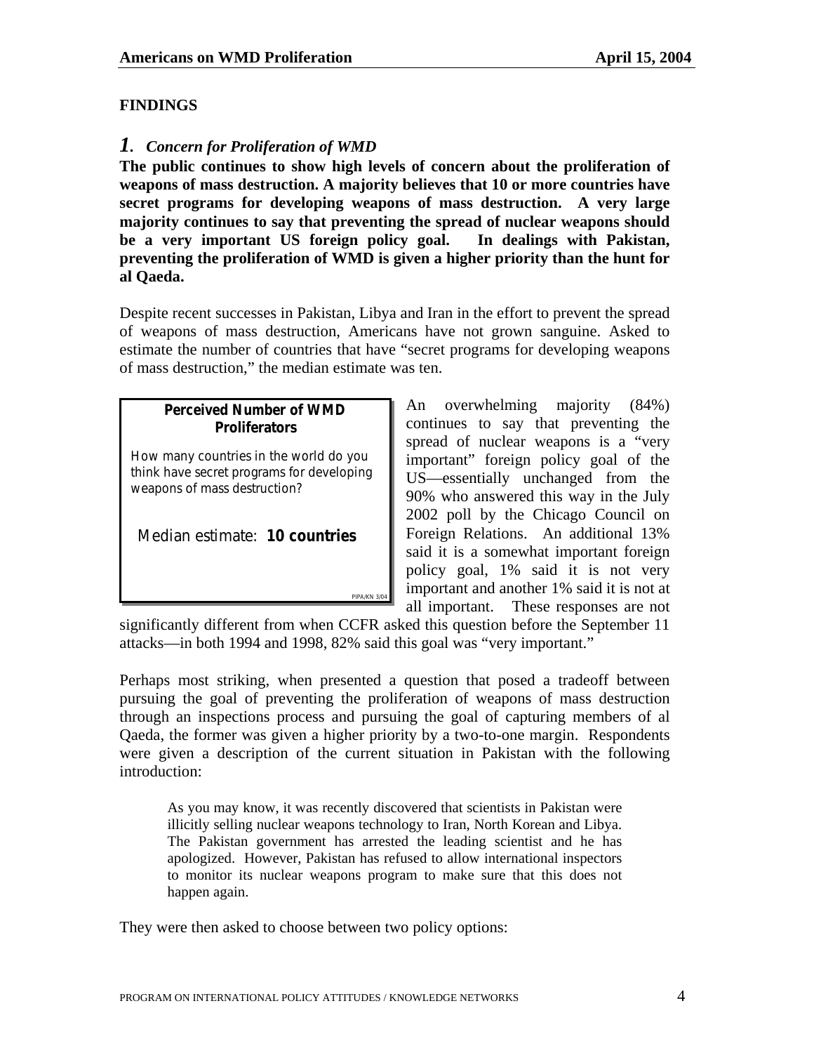## FINDINGS

### *1. Concern for Proliferation of WMD*

**The public continues to show high levels of concern about the proliferation of weapons of mass destruction. A majority believes that 10 or more countries have secret programs for developing weapons of mass destruction. A very large majority continues to say that preventing the spread of nuclear weapons should be a very important US foreign policy goal. In dealings with Pakistan, preventing the proliferation of WMD is given a higher priority than the hunt for al Qaeda.**

Despite recent successes in Pakistan, Libya and Iran in the effort to prevent the spread of weapons of mass destruction, Americans have not grown sanguine. Asked to estimate the number of countries that have "secret programs for developing weapons of mass destruction," the median estimate was ten.

**Perceived Number of WMD Proliferators**

How many countries in the world do you think have secret programs for developing weapons of mass destruction?

Median estimate: **10 countries**

PIPA/KN 3/04

An overwhelming majority (84%) continues to say that preventing the spread of nuclear weapons is a "very important" foreign policy goal of the US—essentially unchanged from the 90% who answered this way in the July 2002 poll by the Chicago Council on Foreign Relations. An additional 13% said it is a somewhat important foreign policy goal, 1% said it is not very important and another 1% said it is not at all important. These responses are not significantly different from when CCFR asked this question before the September 11 attacks—in both 1994 and 1998, 82% said this goal was "very important."

Perhaps most striking, when presented a question that posed a tradeoff between pursuing the goal of preventing the proliferation of weapons of mass destruction through an inspections process and pursuing the goal of capturing members of al Qaeda, the former was given a higher priority by a two-to-one margin. Respondents were given a description of the current situation in Pakistan with the following introduction:

> As you may know, it was recently discovered that scientists in Pakistan were illicitly selling nuclear weapons technology to Iran, North Korean and Libya. The Pakistan government has arrested the leading scientist and he has apologized. However, Pakistan has refused to allow international inspectors to monitor its nuclear weapons program to make sure that this does not happen again.

They were then asked to choose between two policy options: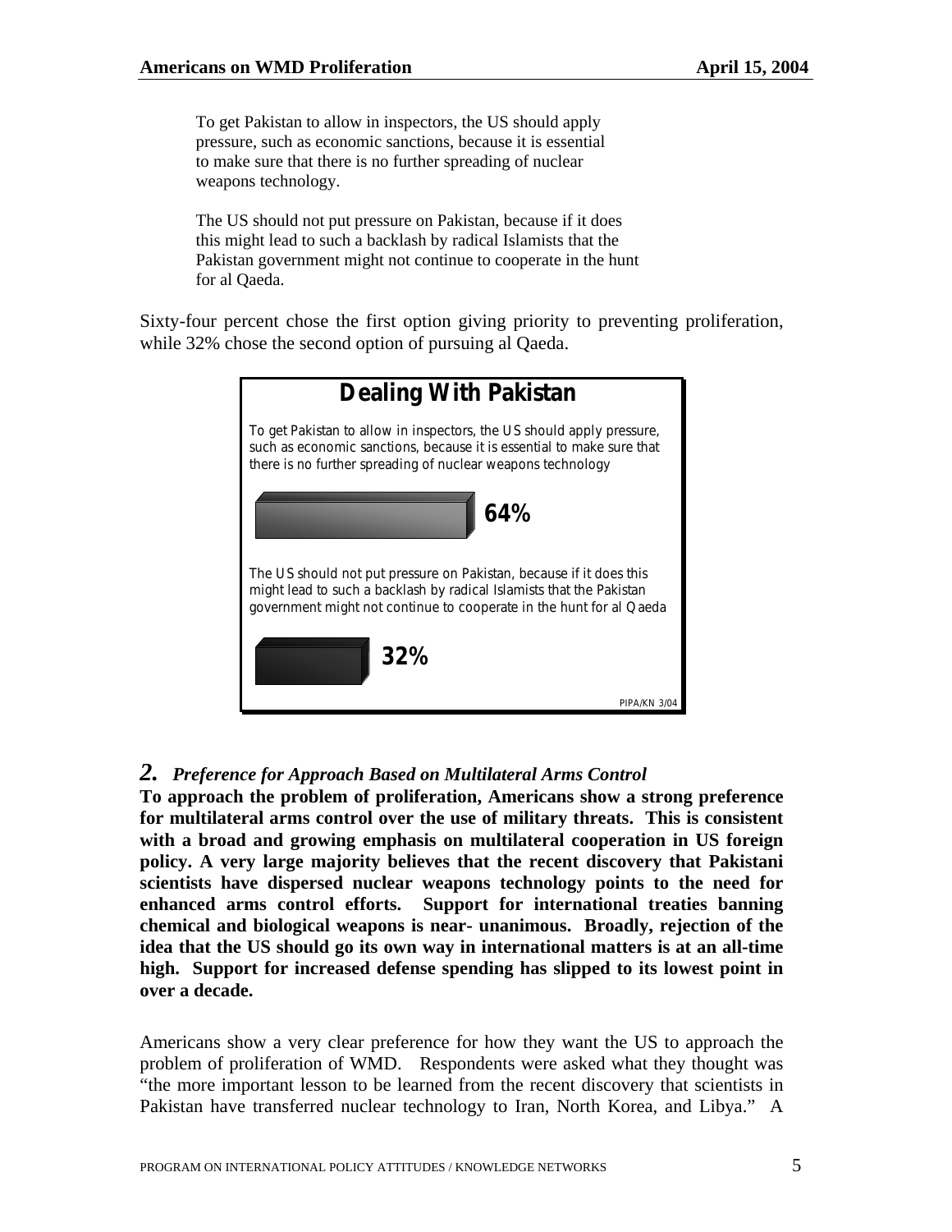To get Pakistan to allow in inspectors, the US should apply pressure, such as economic sanctions, because it is essential to make sure that there is no further spreading of nuclear weapons technology.

The US should not put pressure on Pakistan, because if it does this might lead to such a backlash by radical Islamists that the Pakistan government might not continue to cooperate in the hunt for al Qaeda.

Sixty-four percent chose the first option giving priority to preventing proliferation, while 32% chose the second option of pursuing al Qaeda.

**Dealing With Pakistan**

To get Pakistan to allow in inspectors, the US should apply pressure, such as economic sanctions, because it is essential to make sure that there is no further spreading of nuclear weapons technology

**64%**

The US should not put pressure on Pakistan, because if it does this might lead to such a backlash by radical Islamists that the Pakistan government might not continue to cooperate in the hunt for al Qaeda

**32%**

PIPA/KN 3/04

## *2. Preference for Approach Based on Multilateral Arms Control*

**To approach the problem of proliferation, Americans show a strong preference for multilateral arms control over the use of military threats. This is consistent with a broad and growing emphasis on multilateral cooperation in US foreign policy. A very large majority believes that the recent discovery that Pakistani scientists have dispersed nuclear weapons technology points to the need for enhanced arms control efforts. Support for international treaties banning chemical and biological weapons is near- unanimous. Broadly, rejection of the idea that the US should go its own way in international matters is at an all-time high. Support for increased defense spending has slipped to its lowest point in over a decade.**

Americans show a very clear preference for how they want the US to approach the problem of proliferation of WMD. Respondents were asked what they thought was "the more important lesson to be learned from the recent discovery that scientists in Pakistan have transferred nuclear technology to Iran, North Korea, and Libya." A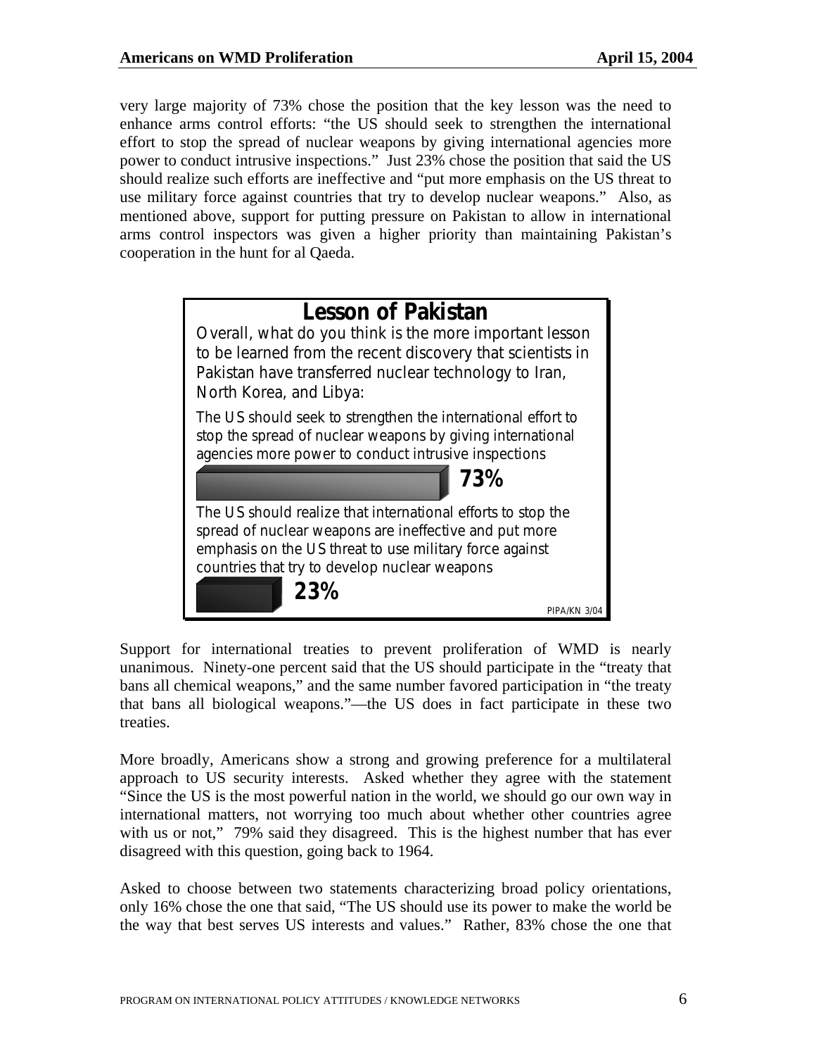very large majority of 73% chose the position that the key lesson was the need to enhance arms control efforts: "the US should seek to strengthen the international effort to stop the spread of nuclear weapons by giving international agencies more power to conduct intrusive inspections." Just 23% chose the position that said the US should realize such efforts are ineffective and "put more emphasis on the US threat to use military force against countries that try to develop nuclear weapons." Also, as mentioned above, support for putting pressure on Pakistan to allow in international arms control inspectors was given a higher priority than maintaining Pakistan's cooperation in the hunt for al Qaeda.

**Lesson of Pakistan**

Overall, what do you think is the more important lesson to be learned from the recent discovery that scientists in Pakistan have transferred nuclear technology to Iran, North Korea, and Libya:

The US should seek to strengthen the international effort to stop the spread of nuclear weapons by giving international agencies more power to conduct intrusive inspections

**73%**

The US should realize that international efforts to stop the spread of nuclear weapons are ineffective and put more emphasis on the US threat to use military force against countries that try to develop nuclear weapons

**23%**

PIPA/KN 3/04

Support for international treaties to prevent proliferation of WMD is nearly unanimous. Ninety-one percent said that the US should participate in the "treaty that bans all chemical weapons," and the same number favored participation in "the treaty that bans all biological weapons."—the US does in fact participate in these two treaties.

More broadly, Americans show a strong and growing preference for a multilateral approach to US security interests. Asked whether they agree with the statement "Since the US is the most powerful nation in the world, we should go our own way in international matters, not worrying too much about whether other countries agree with us or not," 79% said they disagreed. This is the highest number that has ever disagreed with this question, going back to 1964.

Asked to choose between two statements characterizing broad policy orientations, only 16% chose the one that said, "The US should use its power to make the world be the way that best serves US interests and values." Rather, 83% chose the one that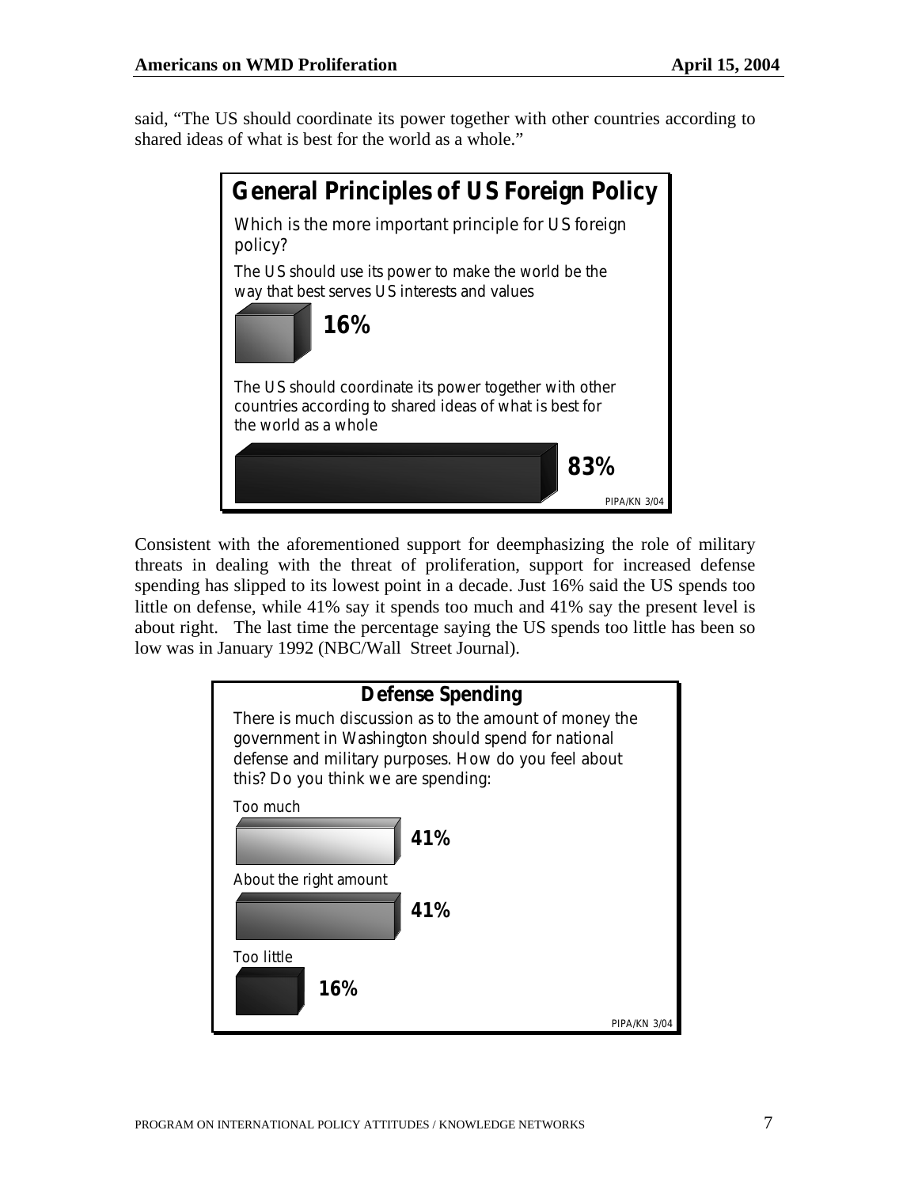said, "The US should coordinate its power together with other countries according to shared ideas of what is best for the world as a whole."

**General Principles of US Foreign Policy**

Which is the more important principle for US foreign policy?

| Response | % |
|---|---|
| The US should use its power to make the world be the way that best serves US interests and values | 16% |
| The US should coordinate its power together with other countries according to shared ideas of what is best for the world as a whole | 83% |

PIPA/KN 3/04

Consistent with the aforementioned support for deemphasizing the role of military threats in dealing with the threat of proliferation, support for increased defense spending has slipped to its lowest point in a decade. Just 16% said the US spends too little on defense, while 41% say it spends too much and 41% say the present level is about right. The last time the percentage saying the US spends too little has been so low was in January 1992 (NBC/Wall Street Journal).

**Defense Spending**

There is much discussion as to the amount of money the government in Washington should spend for national defense and military purposes. How do you feel about this? Do you think we are spending:

| Response | % |
|---|---|
| Too much | 41% |
| About the right amount | 41% |
| Too little | 16% |

PIPA/KN 3/04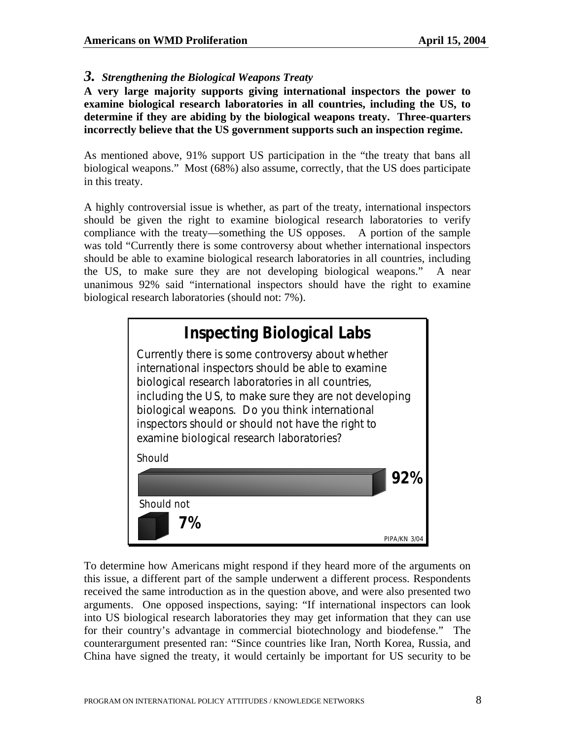## 3. *Strengthening the Biological Weapons Treaty*

**A very large majority supports giving international inspectors the power to examine biological research laboratories in all countries, including the US, to determine if they are abiding by the biological weapons treaty. Three-quarters incorrectly believe that the US government supports such an inspection regime.**

As mentioned above, 91% support US participation in the "the treaty that bans all biological weapons." Most (68%) also assume, correctly, that the US does participate in this treaty.

A highly controversial issue is whether, as part of the treaty, international inspectors should be given the right to examine biological research laboratories to verify compliance with the treaty—something the US opposes. A portion of the sample was told "Currently there is some controversy about whether international inspectors should be able to examine biological research laboratories in all countries, including the US, to make sure they are not developing biological weapons." A near unanimous 92% said "international inspectors should have the right to examine biological research laboratories (should not: 7%).

**Inspecting Biological Labs**

Currently there is some controversy about whether international inspectors should be able to examine biological research laboratories in all countries, including the US, to make sure they are not developing biological weapons. Do you think international inspectors should or should not have the right to examine biological research laboratories?

| Response | Percent |
|---|---|
| Should | 92% |
| Should not | 7% |

PIPA/KN 3/04

To determine how Americans might respond if they heard more of the arguments on this issue, a different part of the sample underwent a different process. Respondents received the same introduction as in the question above, and were also presented two arguments. One opposed inspections, saying: "If international inspectors can look into US biological research laboratories they may get information that they can use for their country's advantage in commercial biotechnology and biodefense." The counterargument presented ran: "Since countries like Iran, North Korea, Russia, and China have signed the treaty, it would certainly be important for US security to be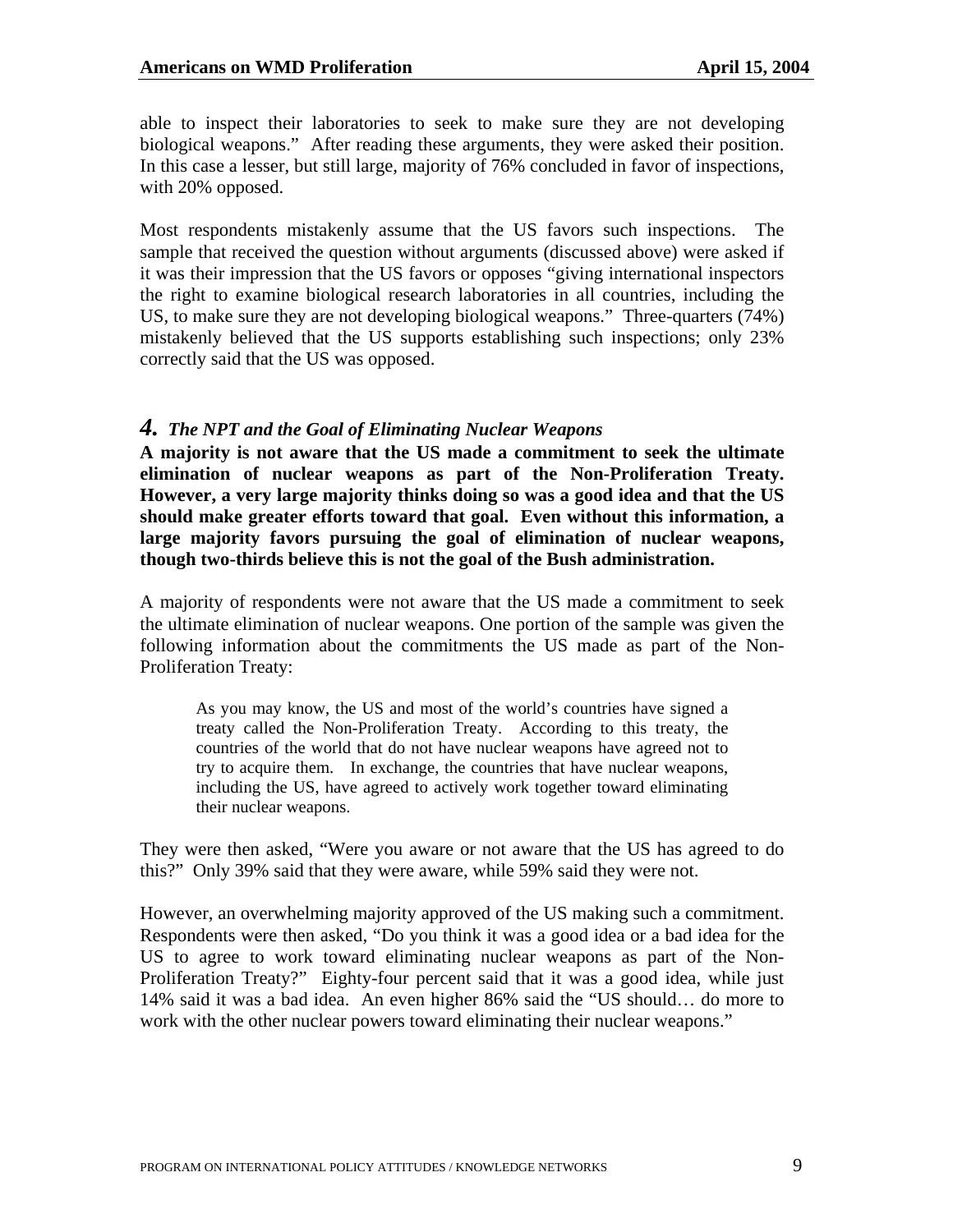able to inspect their laboratories to seek to make sure they are not developing biological weapons." After reading these arguments, they were asked their position. In this case a lesser, but still large, majority of 76% concluded in favor of inspections, with 20% opposed.

Most respondents mistakenly assume that the US favors such inspections. The sample that received the question without arguments (discussed above) were asked if it was their impression that the US favors or opposes "giving international inspectors the right to examine biological research laboratories in all countries, including the US, to make sure they are not developing biological weapons." Three-quarters (74%) mistakenly believed that the US supports establishing such inspections; only 23% correctly said that the US was opposed.

### *4. The NPT and the Goal of Eliminating Nuclear Weapons*

**A majority is not aware that the US made a commitment to seek the ultimate elimination of nuclear weapons as part of the Non-Proliferation Treaty. However, a very large majority thinks doing so was a good idea and that the US should make greater efforts toward that goal. Even without this information, a large majority favors pursuing the goal of elimination of nuclear weapons, though two-thirds believe this is not the goal of the Bush administration.**

A majority of respondents were not aware that the US made a commitment to seek the ultimate elimination of nuclear weapons. One portion of the sample was given the following information about the commitments the US made as part of the Non-Proliferation Treaty:

> As you may know, the US and most of the world's countries have signed a treaty called the Non-Proliferation Treaty. According to this treaty, the countries of the world that do not have nuclear weapons have agreed not to try to acquire them. In exchange, the countries that have nuclear weapons, including the US, have agreed to actively work together toward eliminating their nuclear weapons.

They were then asked, "Were you aware or not aware that the US has agreed to do this?" Only 39% said that they were aware, while 59% said they were not.

However, an overwhelming majority approved of the US making such a commitment. Respondents were then asked, "Do you think it was a good idea or a bad idea for the US to agree to work toward eliminating nuclear weapons as part of the Non-Proliferation Treaty?" Eighty-four percent said that it was a good idea, while just 14% said it was a bad idea. An even higher 86% said the "US should… do more to work with the other nuclear powers toward eliminating their nuclear weapons."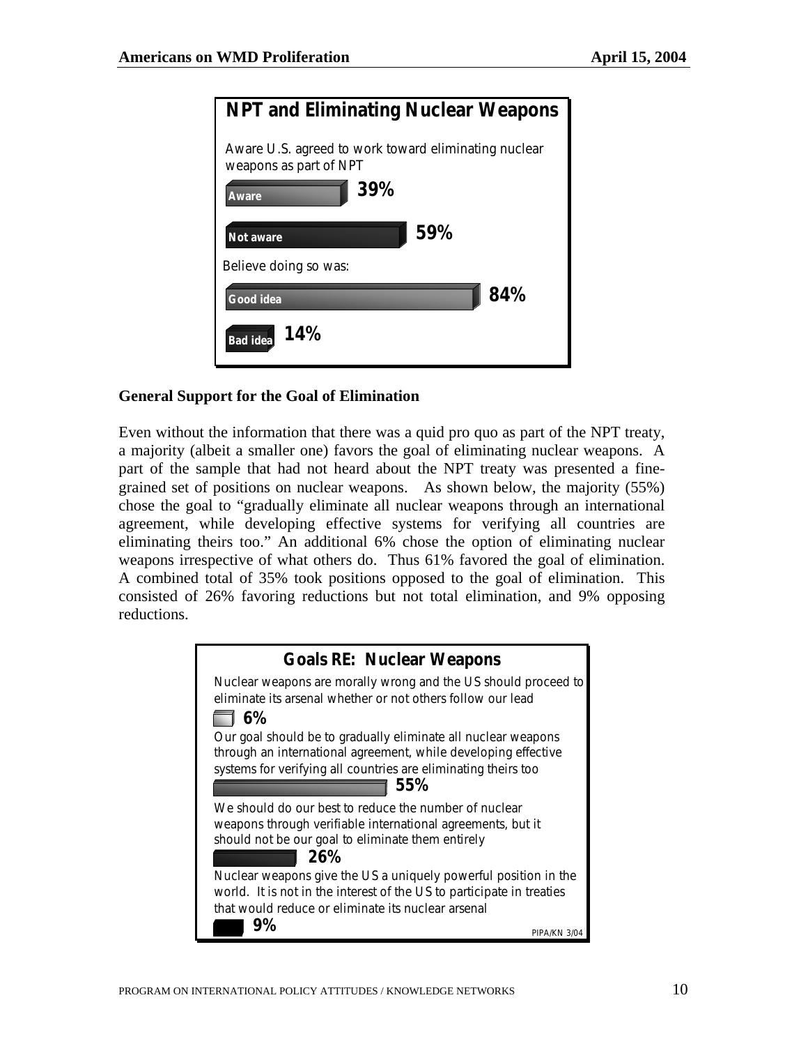**NPT and Eliminating Nuclear Weapons**

Aware U.S. agreed to work toward eliminating nuclear weapons as part of NPT

| | |
|---|---|
| Aware | 39% |
| Not aware | 59% |

Believe doing so was:

| | |
|---|---|
| Good idea | 84% |
| Bad idea | 14% |

### General Support for the Goal of Elimination

Even without the information that there was a quid pro quo as part of the NPT treaty, a majority (albeit a smaller one) favors the goal of eliminating nuclear weapons. A part of the sample that had not heard about the NPT treaty was presented a fine-grained set of positions on nuclear weapons. As shown below, the majority (55%) chose the goal to "gradually eliminate all nuclear weapons through an international agreement, while developing effective systems for verifying all countries are eliminating theirs too." An additional 6% chose the option of eliminating nuclear weapons irrespective of what others do. Thus 61% favored the goal of elimination. A combined total of 35% took positions opposed to the goal of elimination. This consisted of 26% favoring reductions but not total elimination, and 9% opposing reductions.

**Goals RE: Nuclear Weapons**

| | |
|---|---|
| Nuclear weapons are morally wrong and the US should proceed to eliminate its arsenal whether or not others follow our lead | 6% |
| Our goal should be to gradually eliminate all nuclear weapons through an international agreement, while developing effective systems for verifying all countries are eliminating theirs too | 55% |
| We should do our best to reduce the number of nuclear weapons through verifiable international agreements, but it should not be our goal to eliminate them entirely | 26% |
| Nuclear weapons give the US a uniquely powerful position in the world. It is not in the interest of the US to participate in treaties that would reduce or eliminate its nuclear arsenal | 9% |

PIPA/KN 3/04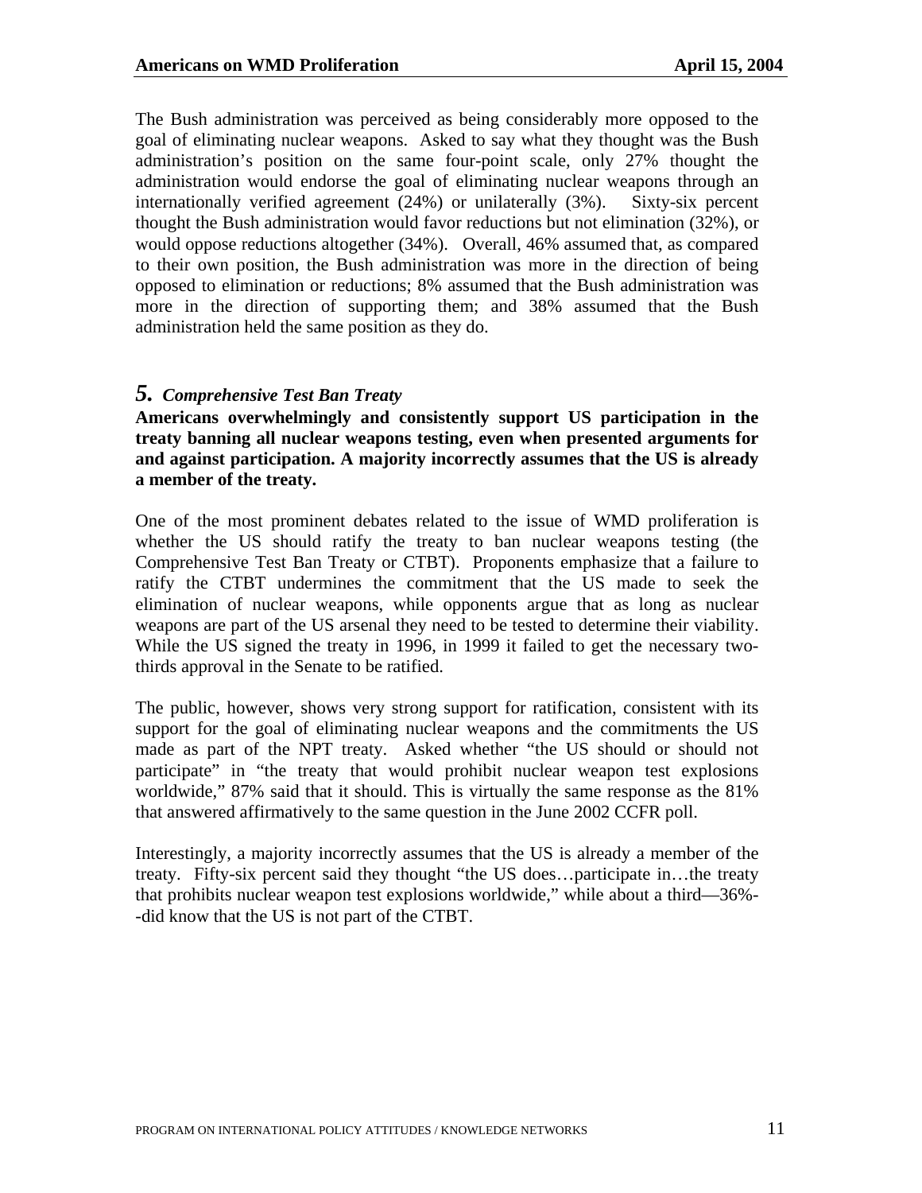The Bush administration was perceived as being considerably more opposed to the goal of eliminating nuclear weapons. Asked to say what they thought was the Bush administration's position on the same four-point scale, only 27% thought the administration would endorse the goal of eliminating nuclear weapons through an internationally verified agreement (24%) or unilaterally (3%). Sixty-six percent thought the Bush administration would favor reductions but not elimination (32%), or would oppose reductions altogether (34%). Overall, 46% assumed that, as compared to their own position, the Bush administration was more in the direction of being opposed to elimination or reductions; 8% assumed that the Bush administration was more in the direction of supporting them; and 38% assumed that the Bush administration held the same position as they do.

## *5. Comprehensive Test Ban Treaty*

**Americans overwhelmingly and consistently support US participation in the treaty banning all nuclear weapons testing, even when presented arguments for and against participation. A majority incorrectly assumes that the US is already a member of the treaty.**

One of the most prominent debates related to the issue of WMD proliferation is whether the US should ratify the treaty to ban nuclear weapons testing (the Comprehensive Test Ban Treaty or CTBT). Proponents emphasize that a failure to ratify the CTBT undermines the commitment that the US made to seek the elimination of nuclear weapons, while opponents argue that as long as nuclear weapons are part of the US arsenal they need to be tested to determine their viability. While the US signed the treaty in 1996, in 1999 it failed to get the necessary two-thirds approval in the Senate to be ratified.

The public, however, shows very strong support for ratification, consistent with its support for the goal of eliminating nuclear weapons and the commitments the US made as part of the NPT treaty. Asked whether "the US should or should not participate" in "the treaty that would prohibit nuclear weapon test explosions worldwide," 87% said that it should. This is virtually the same response as the 81% that answered affirmatively to the same question in the June 2002 CCFR poll.

Interestingly, a majority incorrectly assumes that the US is already a member of the treaty. Fifty-six percent said they thought "the US does…participate in…the treaty that prohibits nuclear weapon test explosions worldwide," while about a third—36%--did know that the US is not part of the CTBT.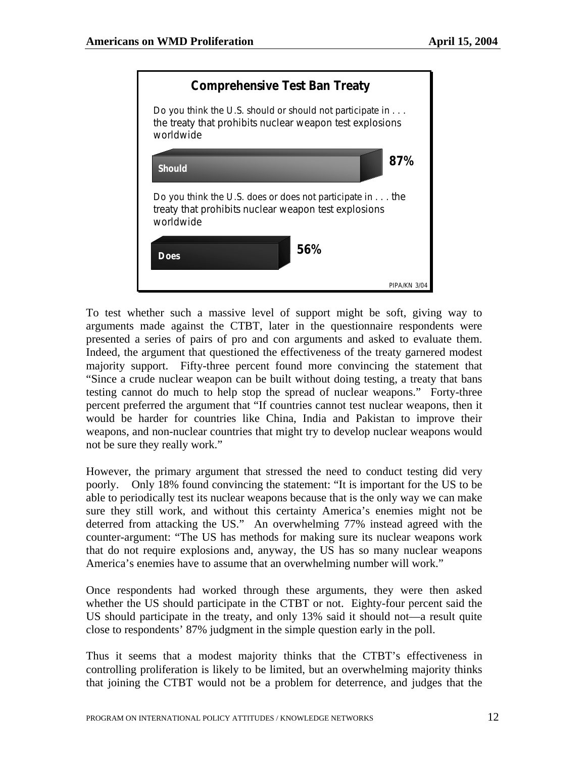**Comprehensive Test Ban Treaty**

Do you think the U.S. should or should not participate in . . . the treaty that prohibits nuclear weapon test explosions worldwide

Should 87%

Do you think the U.S. does or does not participate in . . . the treaty that prohibits nuclear weapon test explosions worldwide

Does 56%

PIPA/KN 3/04

To test whether such a massive level of support might be soft, giving way to arguments made against the CTBT, later in the questionnaire respondents were presented a series of pairs of pro and con arguments and asked to evaluate them. Indeed, the argument that questioned the effectiveness of the treaty garnered modest majority support. Fifty-three percent found more convincing the statement that "Since a crude nuclear weapon can be built without doing testing, a treaty that bans testing cannot do much to help stop the spread of nuclear weapons." Forty-three percent preferred the argument that "If countries cannot test nuclear weapons, then it would be harder for countries like China, India and Pakistan to improve their weapons, and non-nuclear countries that might try to develop nuclear weapons would not be sure they really work."

However, the primary argument that stressed the need to conduct testing did very poorly. Only 18% found convincing the statement: "It is important for the US to be able to periodically test its nuclear weapons because that is the only way we can make sure they still work, and without this certainty America's enemies might not be deterred from attacking the US." An overwhelming 77% instead agreed with the counter-argument: "The US has methods for making sure its nuclear weapons work that do not require explosions and, anyway, the US has so many nuclear weapons America's enemies have to assume that an overwhelming number will work."

Once respondents had worked through these arguments, they were then asked whether the US should participate in the CTBT or not. Eighty-four percent said the US should participate in the treaty, and only 13% said it should not—a result quite close to respondents' 87% judgment in the simple question early in the poll.

Thus it seems that a modest majority thinks that the CTBT's effectiveness in controlling proliferation is likely to be limited, but an overwhelming majority thinks that joining the CTBT would not be a problem for deterrence, and judges that the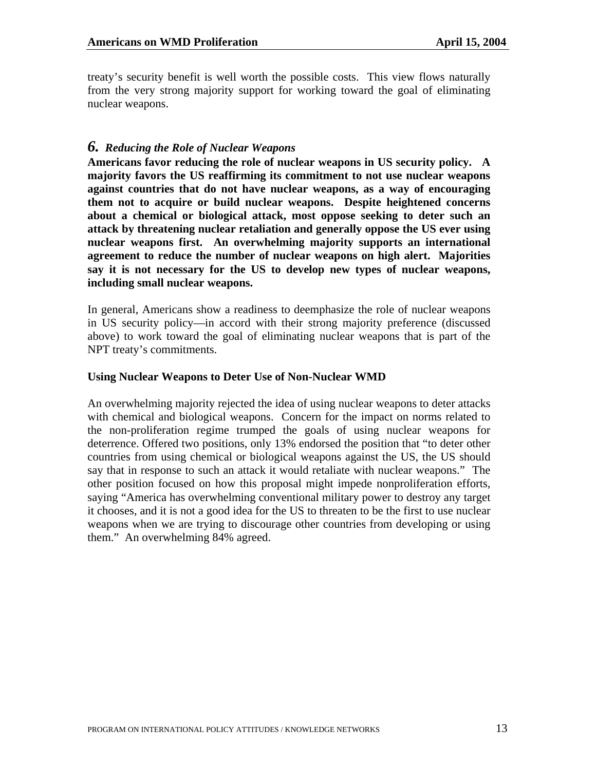treaty's security benefit is well worth the possible costs. This view flows naturally from the very strong majority support for working toward the goal of eliminating nuclear weapons.

## *6. Reducing the Role of Nuclear Weapons*

**Americans favor reducing the role of nuclear weapons in US security policy. A majority favors the US reaffirming its commitment to not use nuclear weapons against countries that do not have nuclear weapons, as a way of encouraging them not to acquire or build nuclear weapons. Despite heightened concerns about a chemical or biological attack, most oppose seeking to deter such an attack by threatening nuclear retaliation and generally oppose the US ever using nuclear weapons first. An overwhelming majority supports an international agreement to reduce the number of nuclear weapons on high alert. Majorities say it is not necessary for the US to develop new types of nuclear weapons, including small nuclear weapons.**

In general, Americans show a readiness to deemphasize the role of nuclear weapons in US security policy—in accord with their strong majority preference (discussed above) to work toward the goal of eliminating nuclear weapons that is part of the NPT treaty's commitments.

### Using Nuclear Weapons to Deter Use of Non-Nuclear WMD

An overwhelming majority rejected the idea of using nuclear weapons to deter attacks with chemical and biological weapons. Concern for the impact on norms related to the non-proliferation regime trumped the goals of using nuclear weapons for deterrence. Offered two positions, only 13% endorsed the position that "to deter other countries from using chemical or biological weapons against the US, the US should say that in response to such an attack it would retaliate with nuclear weapons." The other position focused on how this proposal might impede nonproliferation efforts, saying "America has overwhelming conventional military power to destroy any target it chooses, and it is not a good idea for the US to threaten to be the first to use nuclear weapons when we are trying to discourage other countries from developing or using them." An overwhelming 84% agreed.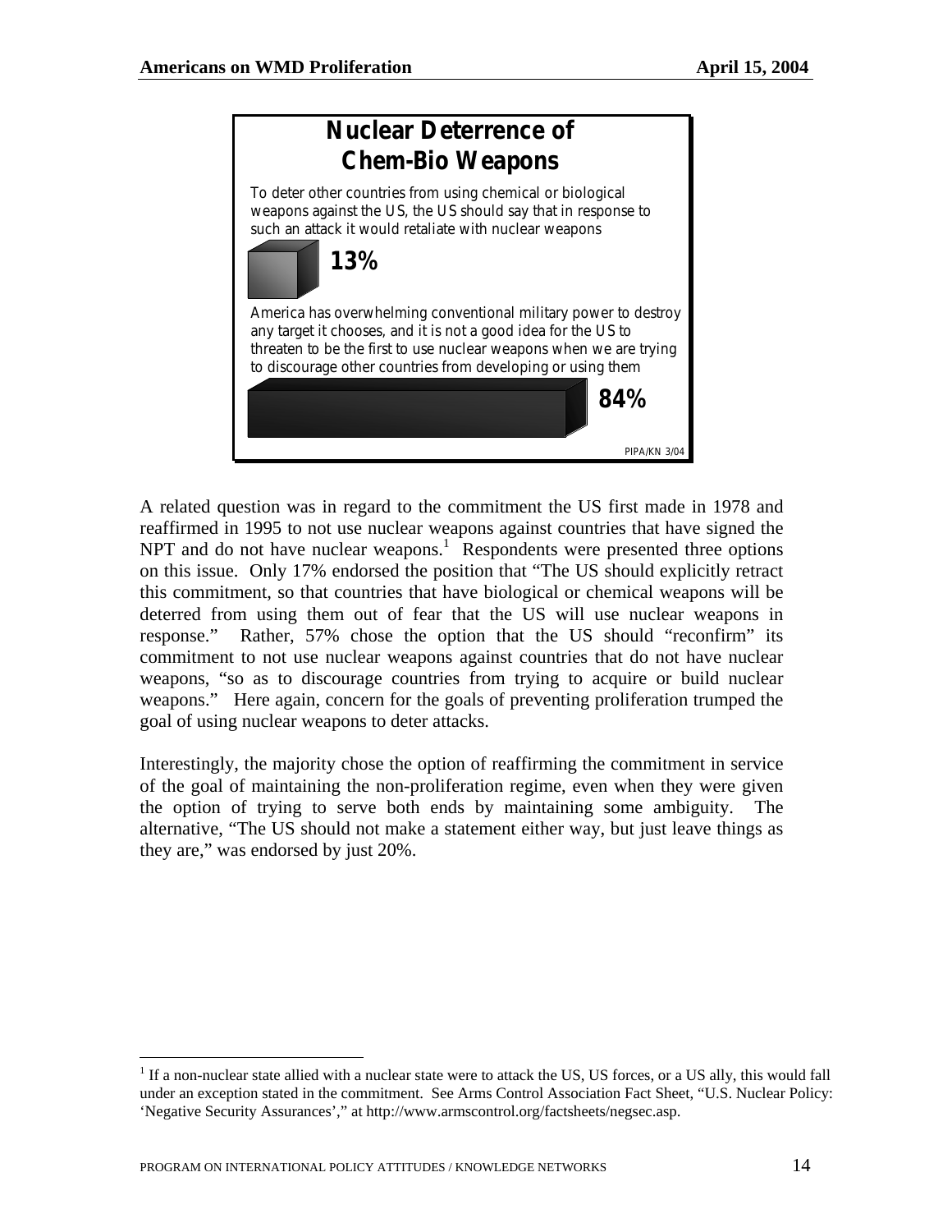**Nuclear Deterrence of Chem-Bio Weapons**

To deter other countries from using chemical or biological weapons against the US, the US should say that in response to such an attack it would retaliate with nuclear weapons

**13%**

America has overwhelming conventional military power to destroy any target it chooses, and it is not a good idea for the US to threaten to be the first to use nuclear weapons when we are trying to discourage other countries from developing or using them

**84%**

PIPA/KN 3/04

A related question was in regard to the commitment the US first made in 1978 and reaffirmed in 1995 to not use nuclear weapons against countries that have signed the NPT and do not have nuclear weapons.[1] Respondents were presented three options on this issue. Only 17% endorsed the position that "The US should explicitly retract this commitment, so that countries that have biological or chemical weapons will be deterred from using them out of fear that the US will use nuclear weapons in response." Rather, 57% chose the option that the US should "reconfirm" its commitment to not use nuclear weapons against countries that do not have nuclear weapons, "so as to discourage countries from trying to acquire or build nuclear weapons." Here again, concern for the goals of preventing proliferation trumped the goal of using nuclear weapons to deter attacks.

Interestingly, the majority chose the option of reaffirming the commitment in service of the goal of maintaining the non-proliferation regime, even when they were given the option of trying to serve both ends by maintaining some ambiguity. The alternative, "The US should not make a statement either way, but just leave things as they are," was endorsed by just 20%.

[1] If a non-nuclear state allied with a nuclear state were to attack the US, US forces, or a US ally, this would fall under an exception stated in the commitment. See Arms Control Association Fact Sheet, "U.S. Nuclear Policy: 'Negative Security Assurances'," at http://www.armscontrol.org/factsheets/negsec.asp.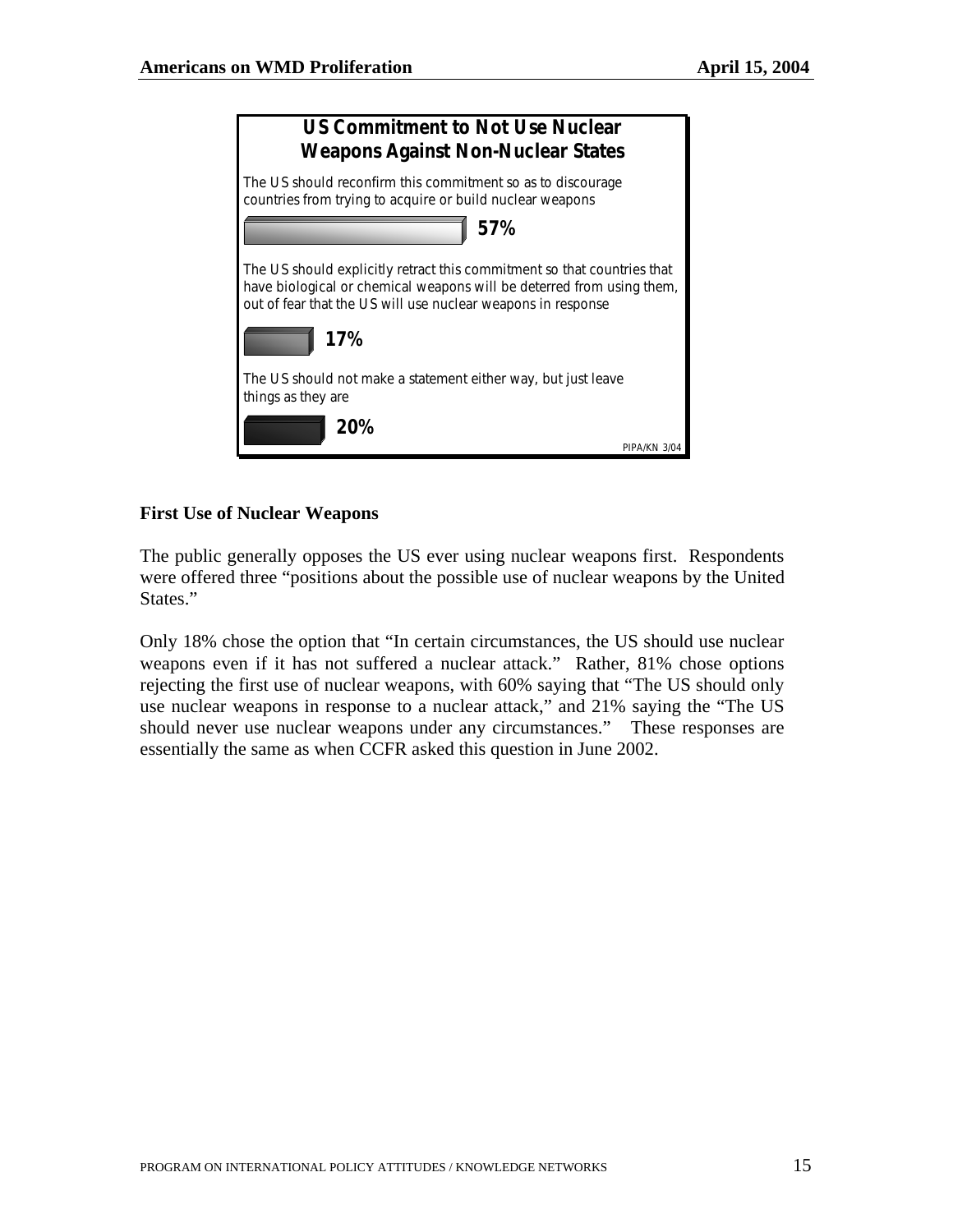**US Commitment to Not Use Nuclear Weapons Against Non-Nuclear States**

The US should reconfirm this commitment so as to discourage countries from trying to acquire or build nuclear weapons

57%

The US should explicitly retract this commitment so that countries that have biological or chemical weapons will be deterred from using them, out of fear that the US will use nuclear weapons in response

17%

The US should not make a statement either way, but just leave things as they are

20%

PIPA/KN 3/04

**First Use of Nuclear Weapons**

The public generally opposes the US ever using nuclear weapons first. Respondents were offered three "positions about the possible use of nuclear weapons by the United States."

Only 18% chose the option that "In certain circumstances, the US should use nuclear weapons even if it has not suffered a nuclear attack." Rather, 81% chose options rejecting the first use of nuclear weapons, with 60% saying that "The US should only use nuclear weapons in response to a nuclear attack," and 21% saying the "The US should never use nuclear weapons under any circumstances." These responses are essentially the same as when CCFR asked this question in June 2002.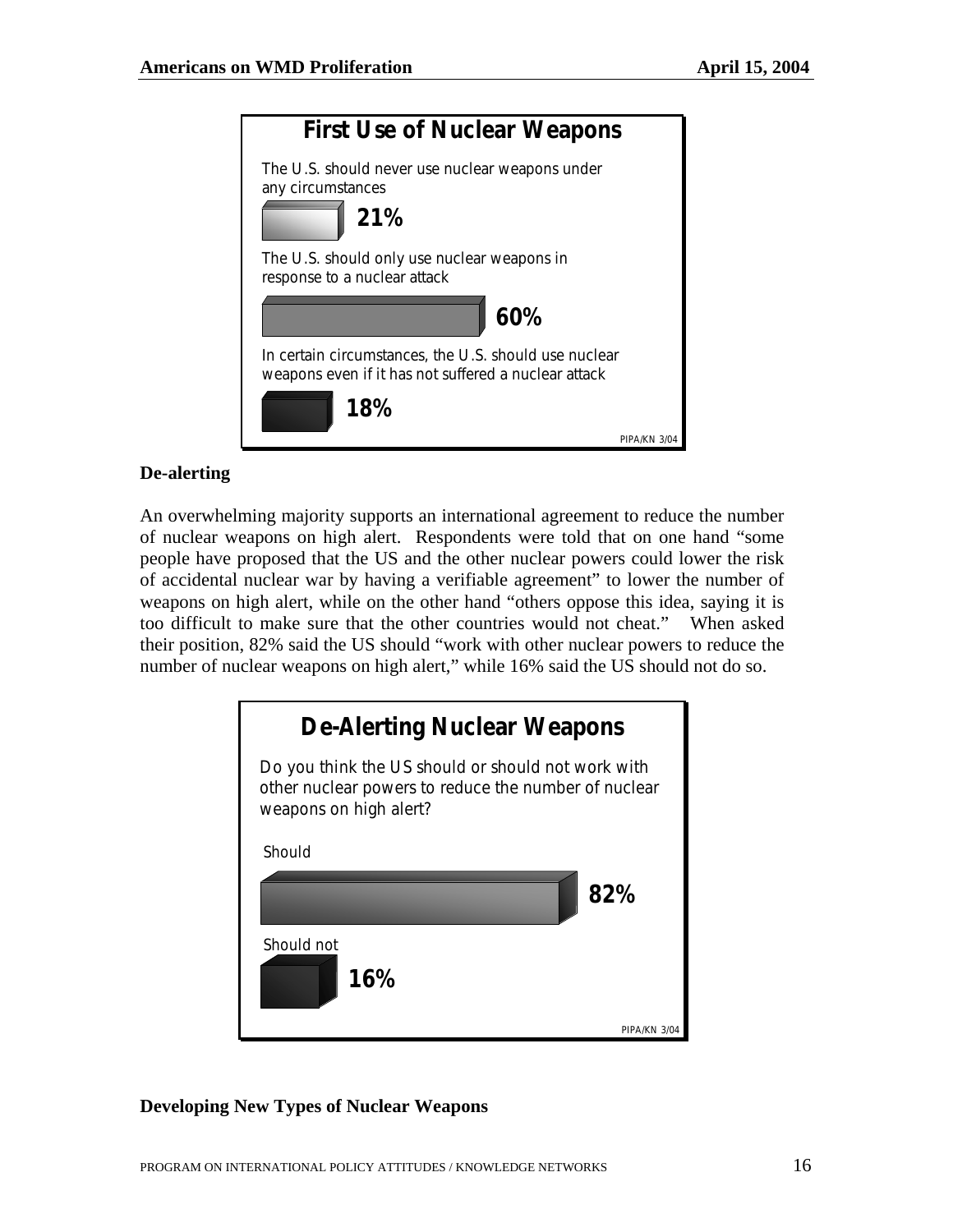**First Use of Nuclear Weapons**

The U.S. should never use nuclear weapons under any circumstances

**21%**

The U.S. should only use nuclear weapons in response to a nuclear attack

**60%**

In certain circumstances, the U.S. should use nuclear weapons even if it has not suffered a nuclear attack

**18%**

PIPA/KN 3/04

### De-alerting

An overwhelming majority supports an international agreement to reduce the number of nuclear weapons on high alert. Respondents were told that on one hand "some people have proposed that the US and the other nuclear powers could lower the risk of accidental nuclear war by having a verifiable agreement" to lower the number of weapons on high alert, while on the other hand "others oppose this idea, saying it is too difficult to make sure that the other countries would not cheat." When asked their position, 82% said the US should "work with other nuclear powers to reduce the number of nuclear weapons on high alert," while 16% said the US should not do so.

**De-Alerting Nuclear Weapons**

Do you think the US should or should not work with other nuclear powers to reduce the number of nuclear weapons on high alert?

Should

**82%**

Should not

**16%**

PIPA/KN 3/04

### Developing New Types of Nuclear Weapons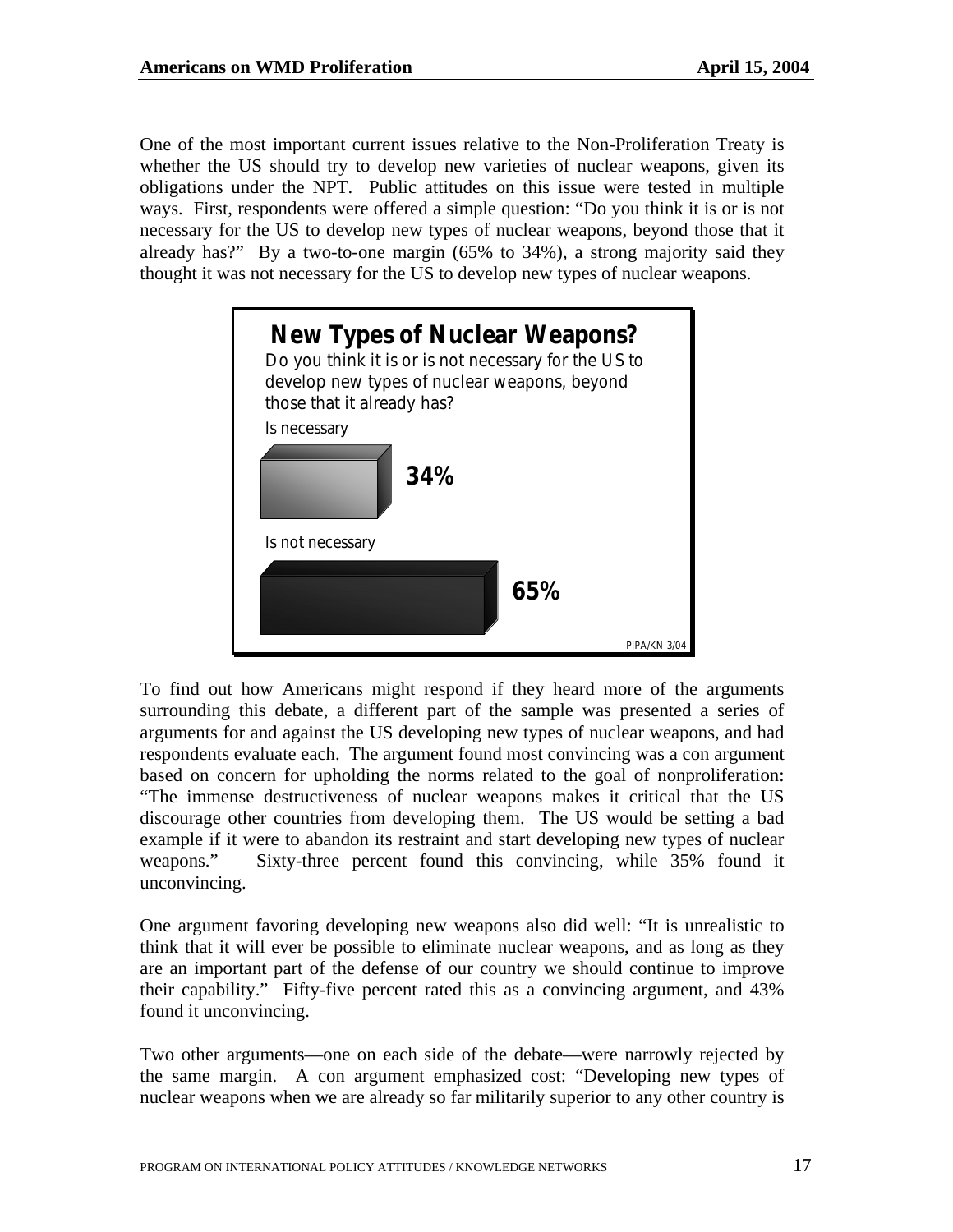One of the most important current issues relative to the Non-Proliferation Treaty is whether the US should try to develop new varieties of nuclear weapons, given its obligations under the NPT. Public attitudes on this issue were tested in multiple ways. First, respondents were offered a simple question: "Do you think it is or is not necessary for the US to develop new types of nuclear weapons, beyond those that it already has?" By a two-to-one margin (65% to 34%), a strong majority said they thought it was not necessary for the US to develop new types of nuclear weapons.

**New Types of Nuclear Weapons?**

Do you think it is or is not necessary for the US to develop new types of nuclear weapons, beyond those that it already has?

| Response | Percent |
| --- | --- |
| Is necessary | 34% |
| Is not necessary | 65% |

PIPA/KN 3/04

To find out how Americans might respond if they heard more of the arguments surrounding this debate, a different part of the sample was presented a series of arguments for and against the US developing new types of nuclear weapons, and had respondents evaluate each. The argument found most convincing was a con argument based on concern for upholding the norms related to the goal of nonproliferation: "The immense destructiveness of nuclear weapons makes it critical that the US discourage other countries from developing them. The US would be setting a bad example if it were to abandon its restraint and start developing new types of nuclear weapons." Sixty-three percent found this convincing, while 35% found it unconvincing.

One argument favoring developing new weapons also did well: "It is unrealistic to think that it will ever be possible to eliminate nuclear weapons, and as long as they are an important part of the defense of our country we should continue to improve their capability." Fifty-five percent rated this as a convincing argument, and 43% found it unconvincing.

Two other arguments—one on each side of the debate—were narrowly rejected by the same margin. A con argument emphasized cost: "Developing new types of nuclear weapons when we are already so far militarily superior to any other country is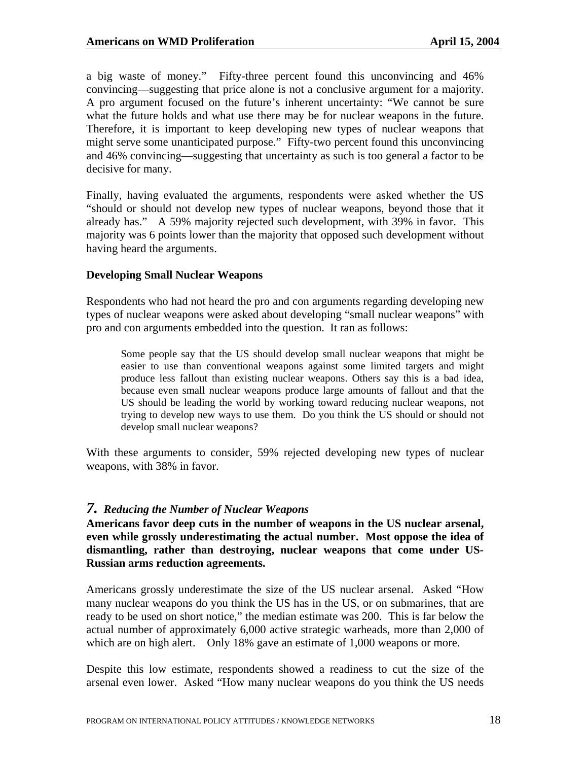a big waste of money." Fifty-three percent found this unconvincing and 46% convincing—suggesting that price alone is not a conclusive argument for a majority. A pro argument focused on the future's inherent uncertainty: "We cannot be sure what the future holds and what use there may be for nuclear weapons in the future. Therefore, it is important to keep developing new types of nuclear weapons that might serve some unanticipated purpose." Fifty-two percent found this unconvincing and 46% convincing—suggesting that uncertainty as such is too general a factor to be decisive for many.

Finally, having evaluated the arguments, respondents were asked whether the US "should or should not develop new types of nuclear weapons, beyond those that it already has." A 59% majority rejected such development, with 39% in favor. This majority was 6 points lower than the majority that opposed such development without having heard the arguments.

**Developing Small Nuclear Weapons**

Respondents who had not heard the pro and con arguments regarding developing new types of nuclear weapons were asked about developing "small nuclear weapons" with pro and con arguments embedded into the question. It ran as follows:

> Some people say that the US should develop small nuclear weapons that might be easier to use than conventional weapons against some limited targets and might produce less fallout than existing nuclear weapons. Others say this is a bad idea, because even small nuclear weapons produce large amounts of fallout and that the US should be leading the world by working toward reducing nuclear weapons, not trying to develop new ways to use them. Do you think the US should or should not develop small nuclear weapons?

With these arguments to consider, 59% rejected developing new types of nuclear weapons, with 38% in favor.

## *7. Reducing the Number of Nuclear Weapons*

**Americans favor deep cuts in the number of weapons in the US nuclear arsenal, even while grossly underestimating the actual number. Most oppose the idea of dismantling, rather than destroying, nuclear weapons that come under US-Russian arms reduction agreements.**

Americans grossly underestimate the size of the US nuclear arsenal. Asked "How many nuclear weapons do you think the US has in the US, or on submarines, that are ready to be used on short notice," the median estimate was 200. This is far below the actual number of approximately 6,000 active strategic warheads, more than 2,000 of which are on high alert. Only 18% gave an estimate of 1,000 weapons or more.

Despite this low estimate, respondents showed a readiness to cut the size of the arsenal even lower. Asked "How many nuclear weapons do you think the US needs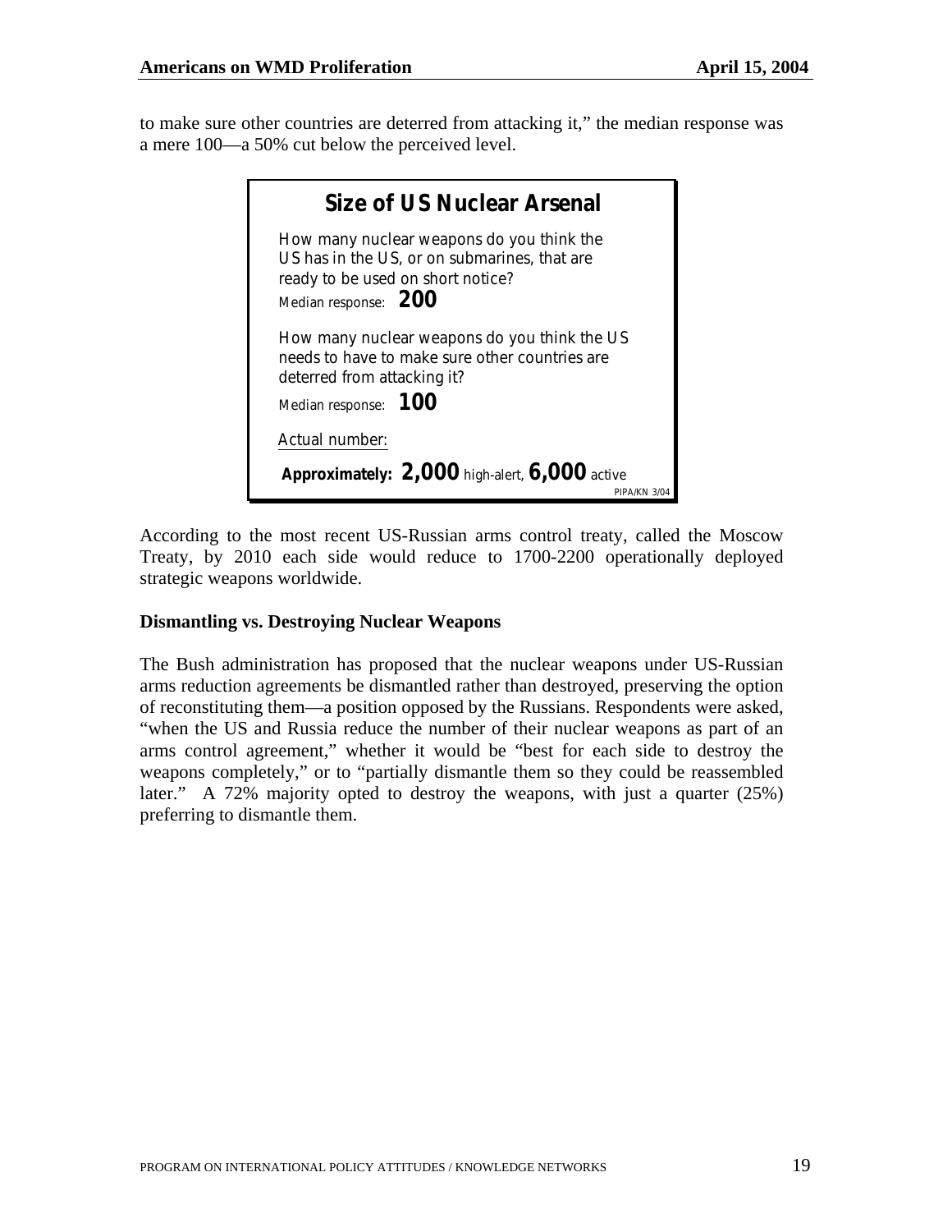to make sure other countries are deterred from attacking it," the median response was a mere 100—a 50% cut below the perceived level.

**Size of US Nuclear Arsenal**

How many nuclear weapons do you think the US has in the US, or on submarines, that are ready to be used on short notice?

Median response: **200**

How many nuclear weapons do you think the US needs to have to make sure other countries are deterred from attacking it?

Median response: **100**

Actual number:

**Approximately: 2,000** high-alert, **6,000** active

PIPA/KN 3/04

According to the most recent US-Russian arms control treaty, called the Moscow Treaty, by 2010 each side would reduce to 1700-2200 operationally deployed strategic weapons worldwide.

### Dismantling vs. Destroying Nuclear Weapons

The Bush administration has proposed that the nuclear weapons under US-Russian arms reduction agreements be dismantled rather than destroyed, preserving the option of reconstituting them—a position opposed by the Russians. Respondents were asked, "when the US and Russia reduce the number of their nuclear weapons as part of an arms control agreement," whether it would be "best for each side to destroy the weapons completely," or to "partially dismantle them so they could be reassembled later." A 72% majority opted to destroy the weapons, with just a quarter (25%) preferring to dismantle them.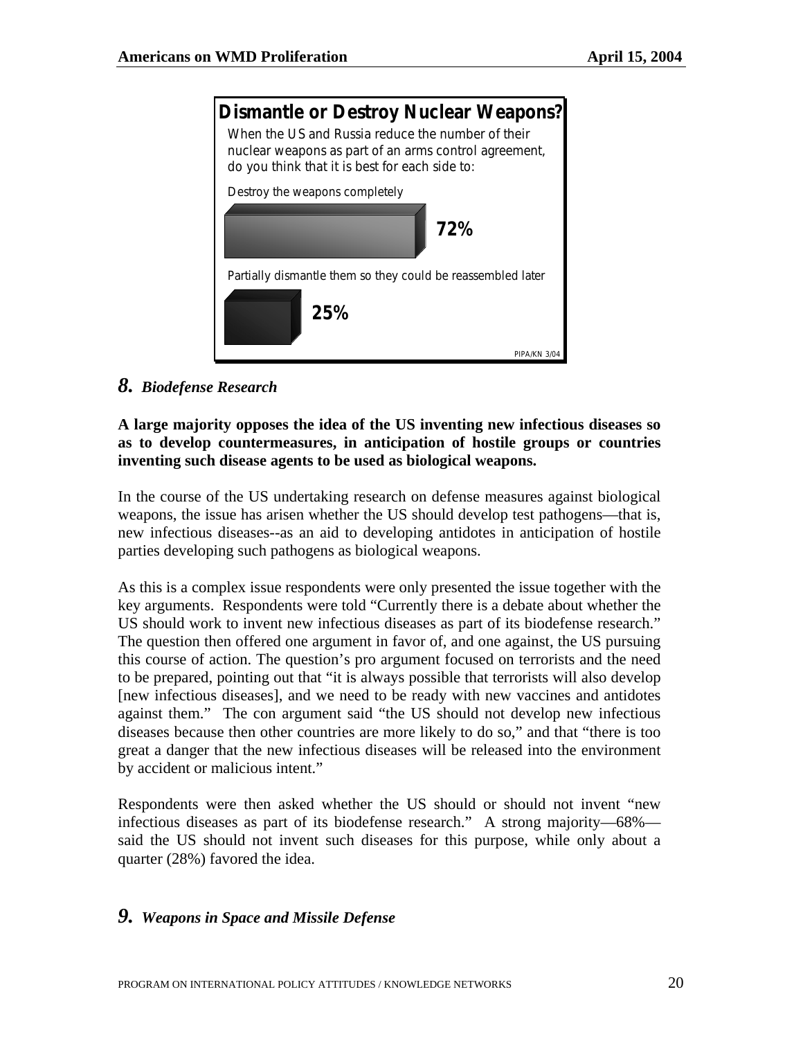**Dismantle or Destroy Nuclear Weapons?**

When the US and Russia reduce the number of their nuclear weapons as part of an arms control agreement, do you think that it is best for each side to:

Destroy the weapons completely

**72%**

Partially dismantle them so they could be reassembled later

**25%**

PIPA/KN 3/04

## *8. Biodefense Research*

**A large majority opposes the idea of the US inventing new infectious diseases so as to develop countermeasures, in anticipation of hostile groups or countries inventing such disease agents to be used as biological weapons.**

In the course of the US undertaking research on defense measures against biological weapons, the issue has arisen whether the US should develop test pathogens—that is, new infectious diseases--as an aid to developing antidotes in anticipation of hostile parties developing such pathogens as biological weapons.

As this is a complex issue respondents were only presented the issue together with the key arguments. Respondents were told "Currently there is a debate about whether the US should work to invent new infectious diseases as part of its biodefense research." The question then offered one argument in favor of, and one against, the US pursuing this course of action. The question's pro argument focused on terrorists and the need to be prepared, pointing out that "it is always possible that terrorists will also develop [new infectious diseases], and we need to be ready with new vaccines and antidotes against them." The con argument said "the US should not develop new infectious diseases because then other countries are more likely to do so," and that "there is too great a danger that the new infectious diseases will be released into the environment by accident or malicious intent."

Respondents were then asked whether the US should or should not invent "new infectious diseases as part of its biodefense research." A strong majority—68%—said the US should not invent such diseases for this purpose, while only about a quarter (28%) favored the idea.

## *9. Weapons in Space and Missile Defense*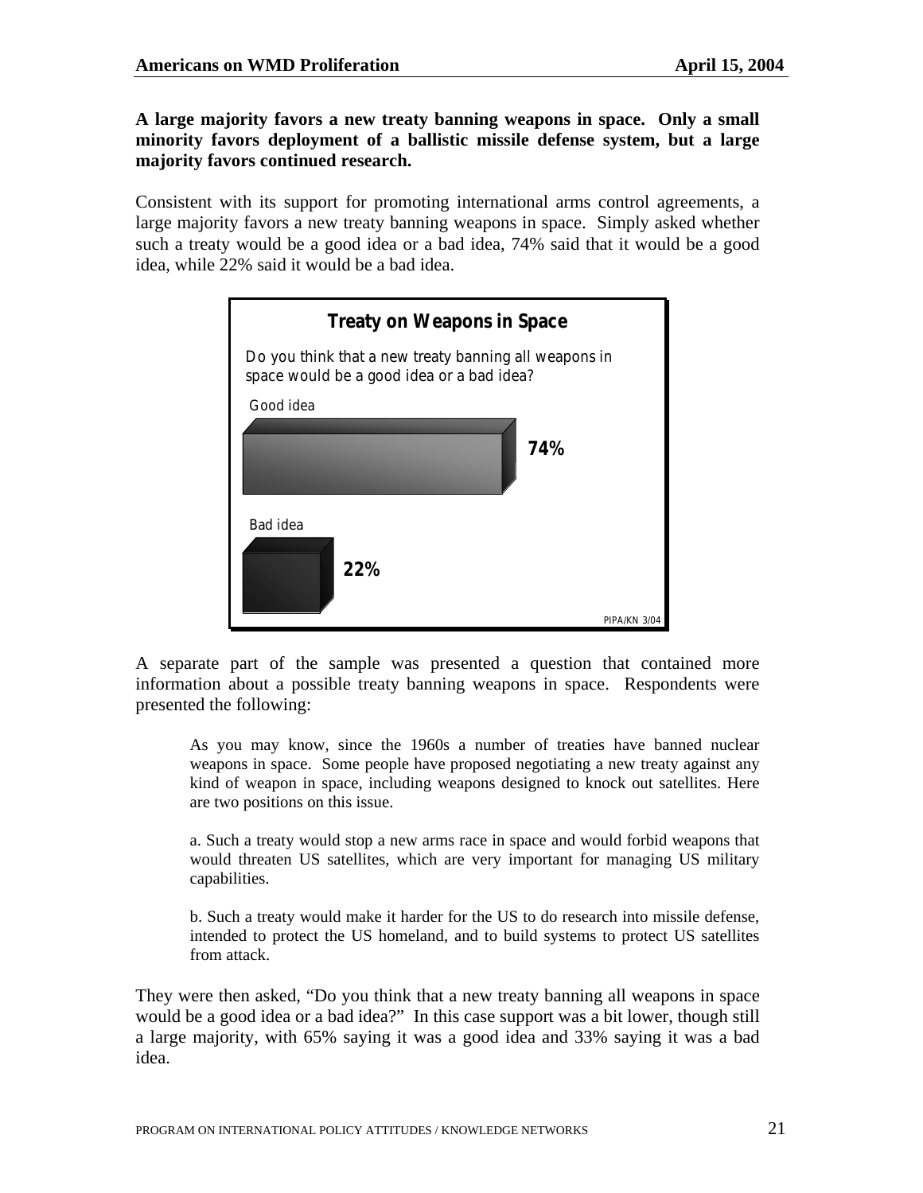**A large majority favors a new treaty banning weapons in space. Only a small minority favors deployment of a ballistic missile defense system, but a large majority favors continued research.**

Consistent with its support for promoting international arms control agreements, a large majority favors a new treaty banning weapons in space. Simply asked whether such a treaty would be a good idea or a bad idea, 74% said that it would be a good idea, while 22% said it would be a bad idea.

**Treaty on Weapons in Space**

Do you think that a new treaty banning all weapons in space would be a good idea or a bad idea?

| Response | Percent |
| --- | --- |
| Good idea | 74% |
| Bad idea | 22% |

PIPA/KN 3/04

A separate part of the sample was presented a question that contained more information about a possible treaty banning weapons in space. Respondents were presented the following:

> As you may know, since the 1960s a number of treaties have banned nuclear weapons in space. Some people have proposed negotiating a new treaty against any kind of weapon in space, including weapons designed to knock out satellites. Here are two positions on this issue.
>
> a. Such a treaty would stop a new arms race in space and would forbid weapons that would threaten US satellites, which are very important for managing US military capabilities.
>
> b. Such a treaty would make it harder for the US to do research into missile defense, intended to protect the US homeland, and to build systems to protect US satellites from attack.

They were then asked, "Do you think that a new treaty banning all weapons in space would be a good idea or a bad idea?" In this case support was a bit lower, though still a large majority, with 65% saying it was a good idea and 33% saying it was a bad idea.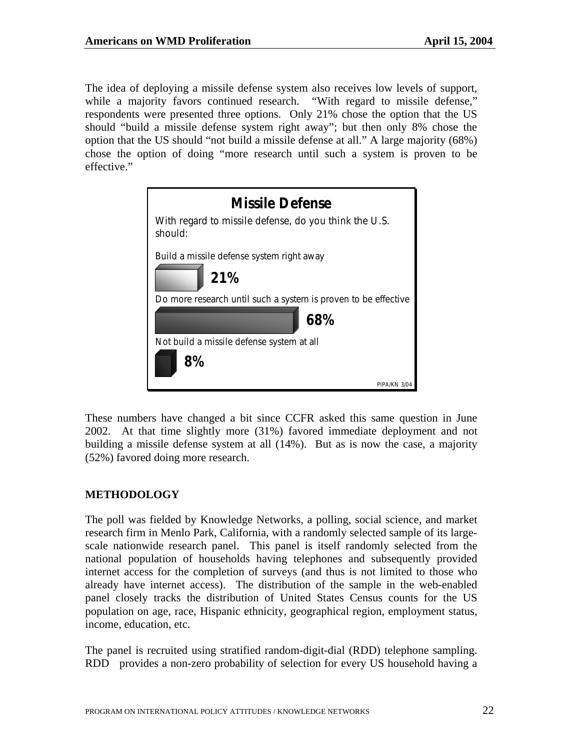The idea of deploying a missile defense system also receives low levels of support, while a majority favors continued research. "With regard to missile defense," respondents were presented three options. Only 21% chose the option that the US should "build a missile defense system right away"; but then only 8% chose the option that the US should "not build a missile defense at all." A large majority (68%) chose the option of doing "more research until such a system is proven to be effective."

**Missile Defense**

*With regard to missile defense, do you think the U.S. should:*

| Option | Percent |
| --- | --- |
| Build a missile defense system right away | 21% |
| Do more research until such a system is proven to be effective | 68% |
| Not build a missile defense system at all | 8% |

PIPA/KN 3/04

These numbers have changed a bit since CCFR asked this same question in June 2002. At that time slightly more (31%) favored immediate deployment and not building a missile defense system at all (14%). But as is now the case, a majority (52%) favored doing more research.

## METHODOLOGY

The poll was fielded by Knowledge Networks, a polling, social science, and market research firm in Menlo Park, California, with a randomly selected sample of its large-scale nationwide research panel. This panel is itself randomly selected from the national population of households having telephones and subsequently provided internet access for the completion of surveys (and thus is not limited to those who already have internet access). The distribution of the sample in the web-enabled panel closely tracks the distribution of United States Census counts for the US population on age, race, Hispanic ethnicity, geographical region, employment status, income, education, etc.

The panel is recruited using stratified random-digit-dial (RDD) telephone sampling. RDD provides a non-zero probability of selection for every US household having a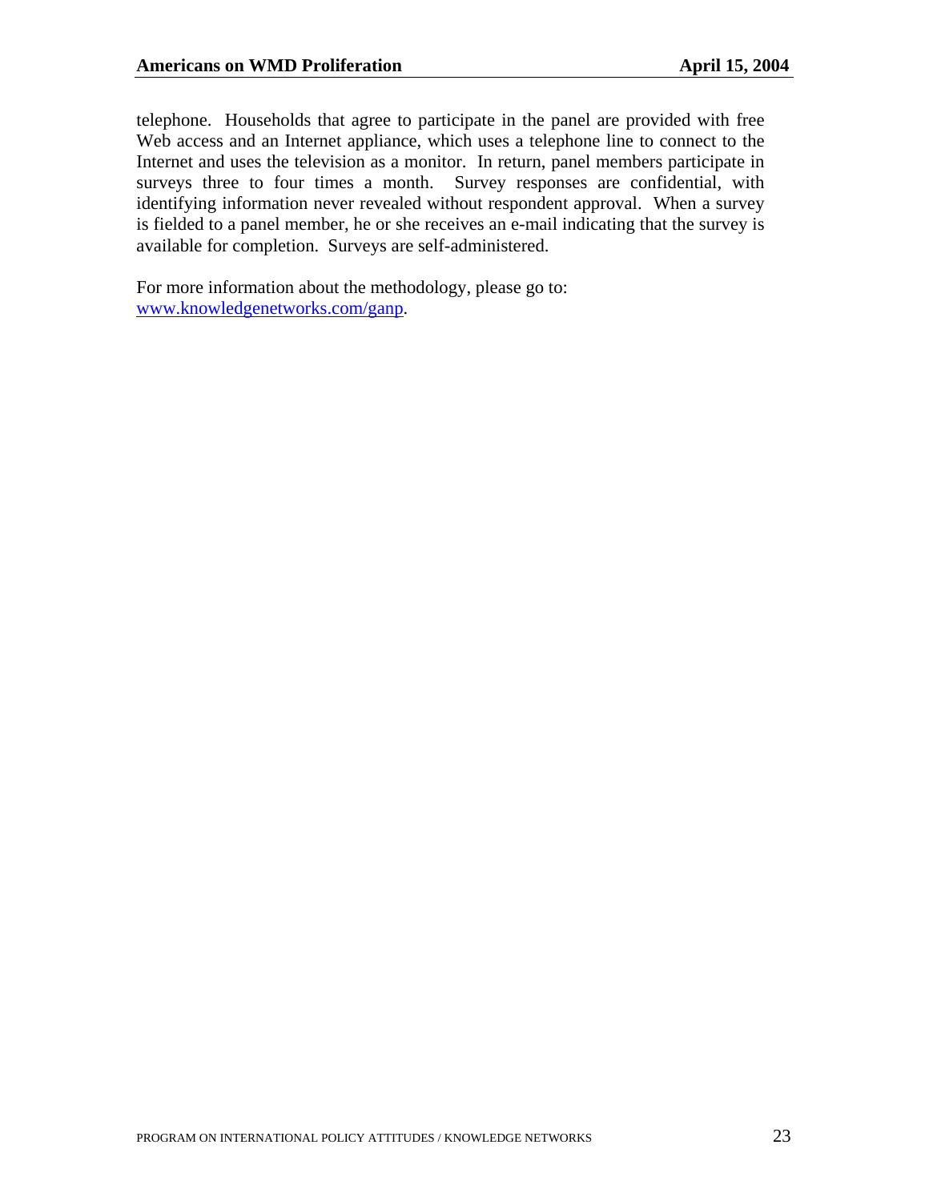telephone. Households that agree to participate in the panel are provided with free Web access and an Internet appliance, which uses a telephone line to connect to the Internet and uses the television as a monitor. In return, panel members participate in surveys three to four times a month. Survey responses are confidential, with identifying information never revealed without respondent approval. When a survey is fielded to a panel member, he or she receives an e-mail indicating that the survey is available for completion. Surveys are self-administered.

For more information about the methodology, please go to: www.knowledgenetworks.com/ganp.